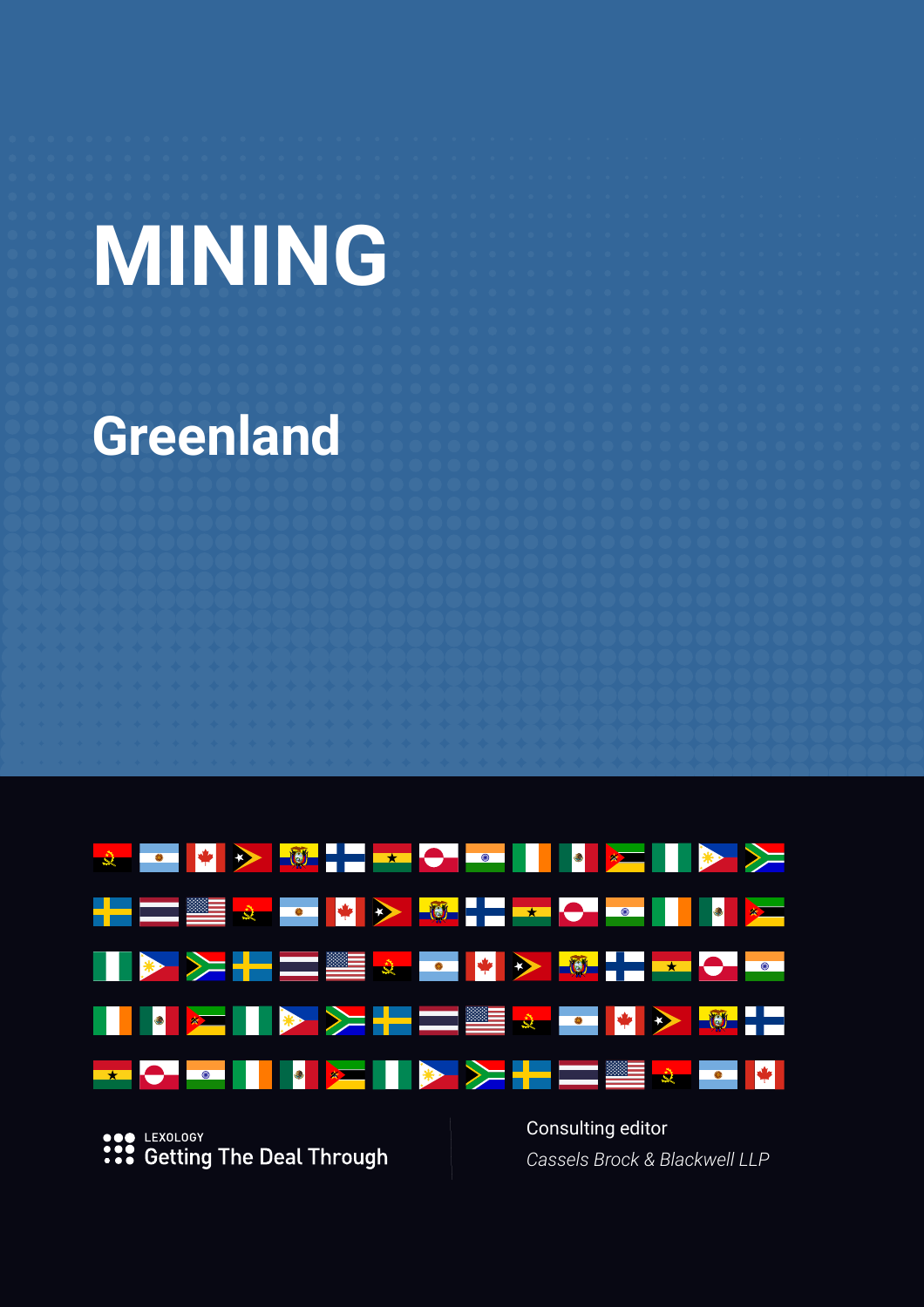# MINING

## Greenland

LEXOLOGY
Getting The Deal Through

Consulting editor
*Cassels Brock & Blackwell LLP*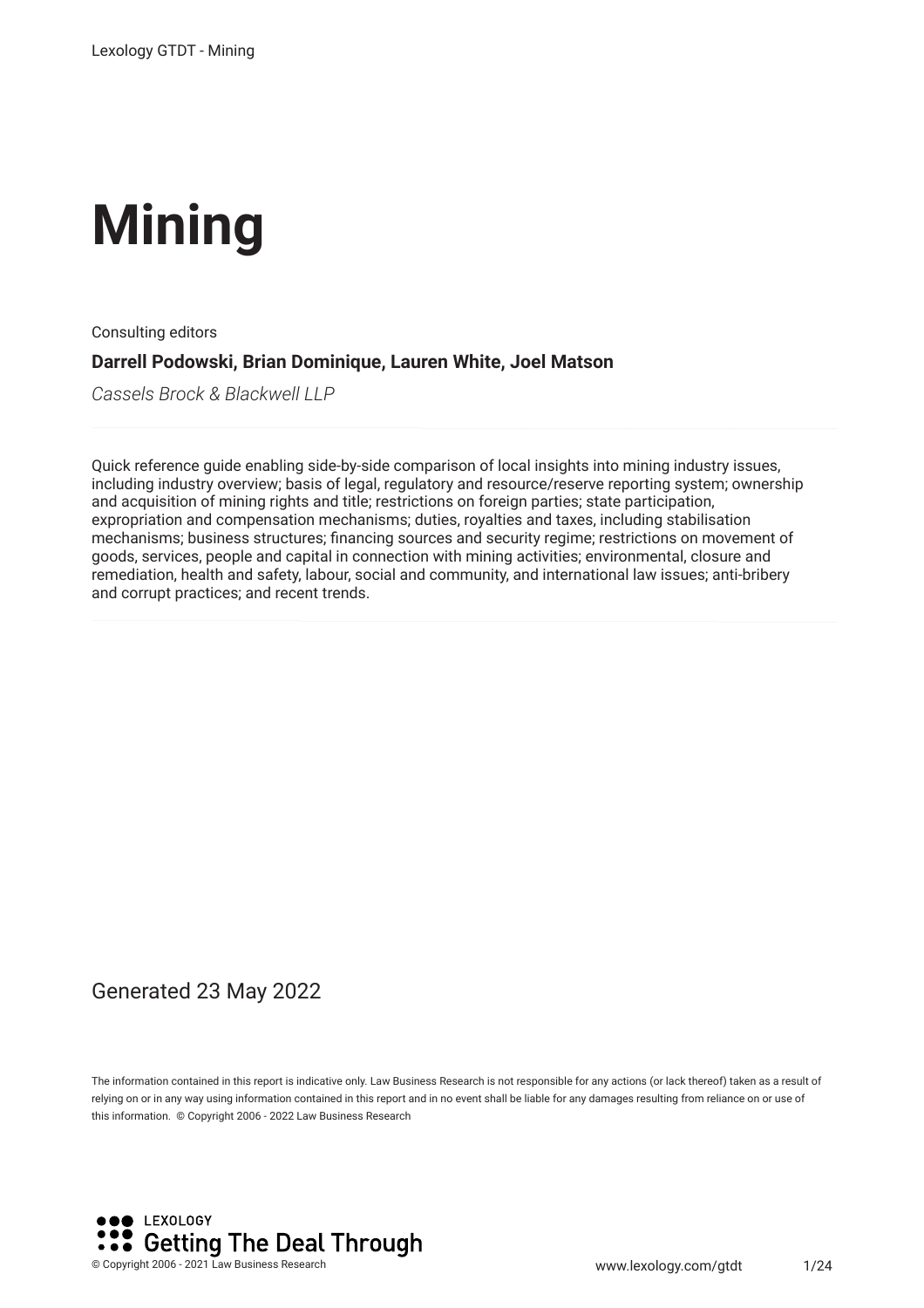# Mining

Consulting editors

**Darrell Podowski, Brian Dominique, Lauren White, Joel Matson**

*Cassels Brock & Blackwell LLP*

Quick reference guide enabling side-by-side comparison of local insights into mining industry issues, including industry overview; basis of legal, regulatory and resource/reserve reporting system; ownership and acquisition of mining rights and title; restrictions on foreign parties; state participation, expropriation and compensation mechanisms; duties, royalties and taxes, including stabilisation mechanisms; business structures; financing sources and security regime; restrictions on movement of goods, services, people and capital in connection with mining activities; environmental, closure and remediation, health and safety, labour, social and community, and international law issues; anti-bribery and corrupt practices; and recent trends.

Generated 23 May 2022

The information contained in this report is indicative only. Law Business Research is not responsible for any actions (or lack thereof) taken as a result of relying on or in any way using information contained in this report and in no event shall be liable for any damages resulting from reliance on or use of this information. © Copyright 2006 - 2022 Law Business Research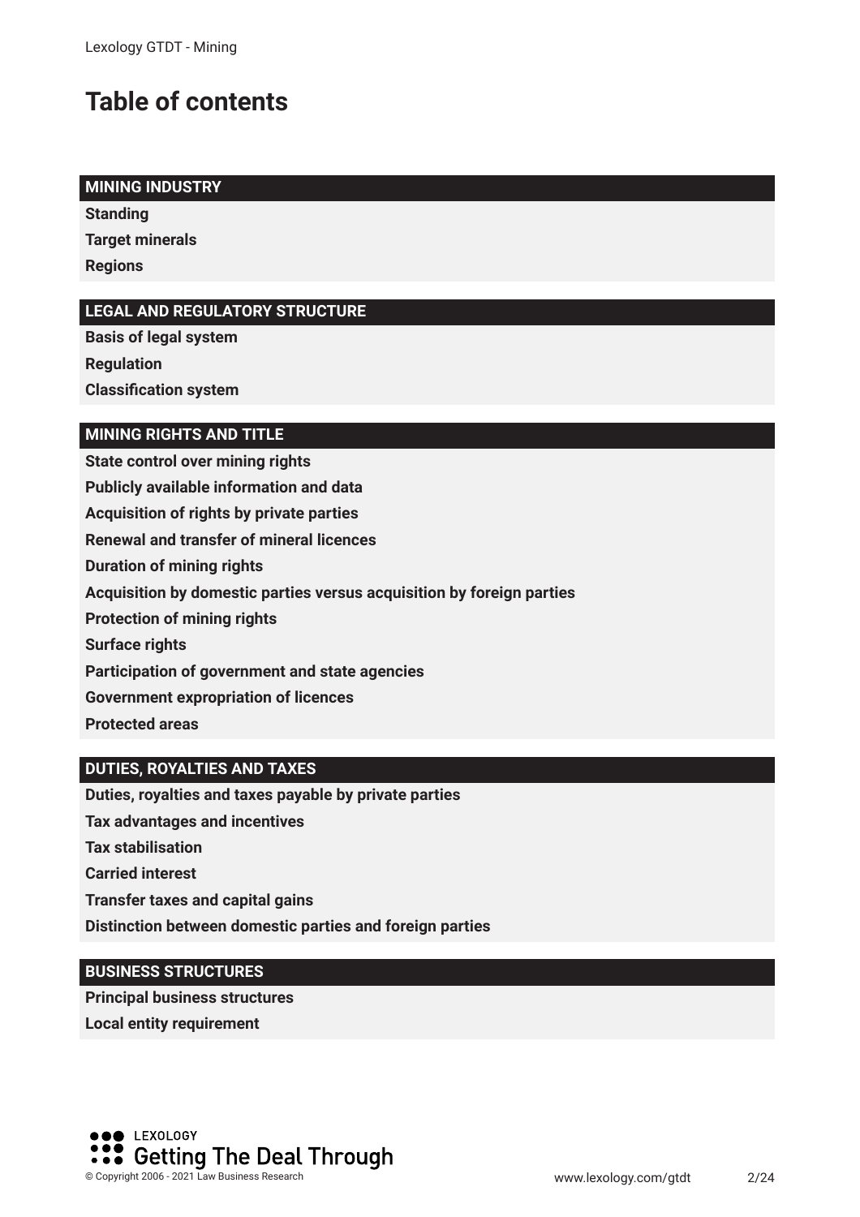# Table of contents

**MINING INDUSTRY**

**Standing**

**Target minerals**

**Regions**

**LEGAL AND REGULATORY STRUCTURE**

**Basis of legal system**

**Regulation**

**Classification system**

**MINING RIGHTS AND TITLE**

**State control over mining rights**

**Publicly available information and data**

**Acquisition of rights by private parties**

**Renewal and transfer of mineral licences**

**Duration of mining rights**

**Acquisition by domestic parties versus acquisition by foreign parties**

**Protection of mining rights**

**Surface rights**

**Participation of government and state agencies**

**Government expropriation of licences**

**Protected areas**

**DUTIES, ROYALTIES AND TAXES**

**Duties, royalties and taxes payable by private parties**

**Tax advantages and incentives**

**Tax stabilisation**

**Carried interest**

**Transfer taxes and capital gains**

**Distinction between domestic parties and foreign parties**

**BUSINESS STRUCTURES**

**Principal business structures**

**Local entity requirement**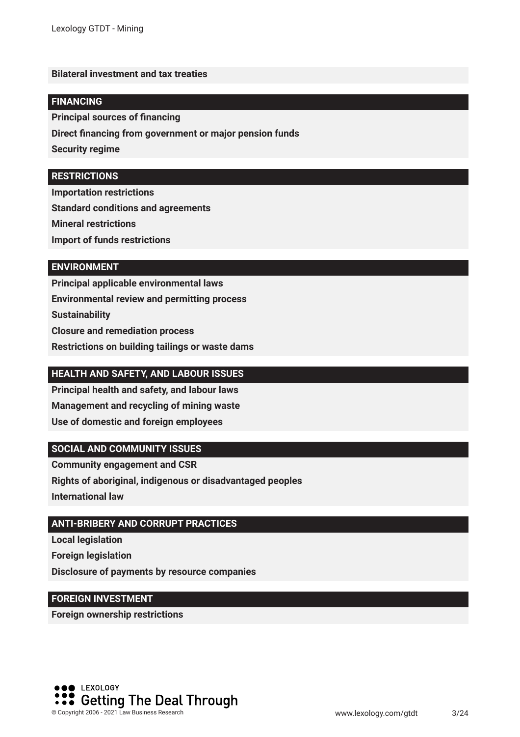**Bilateral investment and tax treaties**

## FINANCING

**Principal sources of financing**

**Direct financing from government or major pension funds**

**Security regime**

## RESTRICTIONS

**Importation restrictions**

**Standard conditions and agreements**

**Mineral restrictions**

**Import of funds restrictions**

## ENVIRONMENT

**Principal applicable environmental laws**

**Environmental review and permitting process**

**Sustainability**

**Closure and remediation process**

**Restrictions on building tailings or waste dams**

## HEALTH AND SAFETY, AND LABOUR ISSUES

**Principal health and safety, and labour laws**

**Management and recycling of mining waste**

**Use of domestic and foreign employees**

## SOCIAL AND COMMUNITY ISSUES

**Community engagement and CSR**

**Rights of aboriginal, indigenous or disadvantaged peoples**

**International law**

## ANTI-BRIBERY AND CORRUPT PRACTICES

**Local legislation**

**Foreign legislation**

**Disclosure of payments by resource companies**

## FOREIGN INVESTMENT

**Foreign ownership restrictions**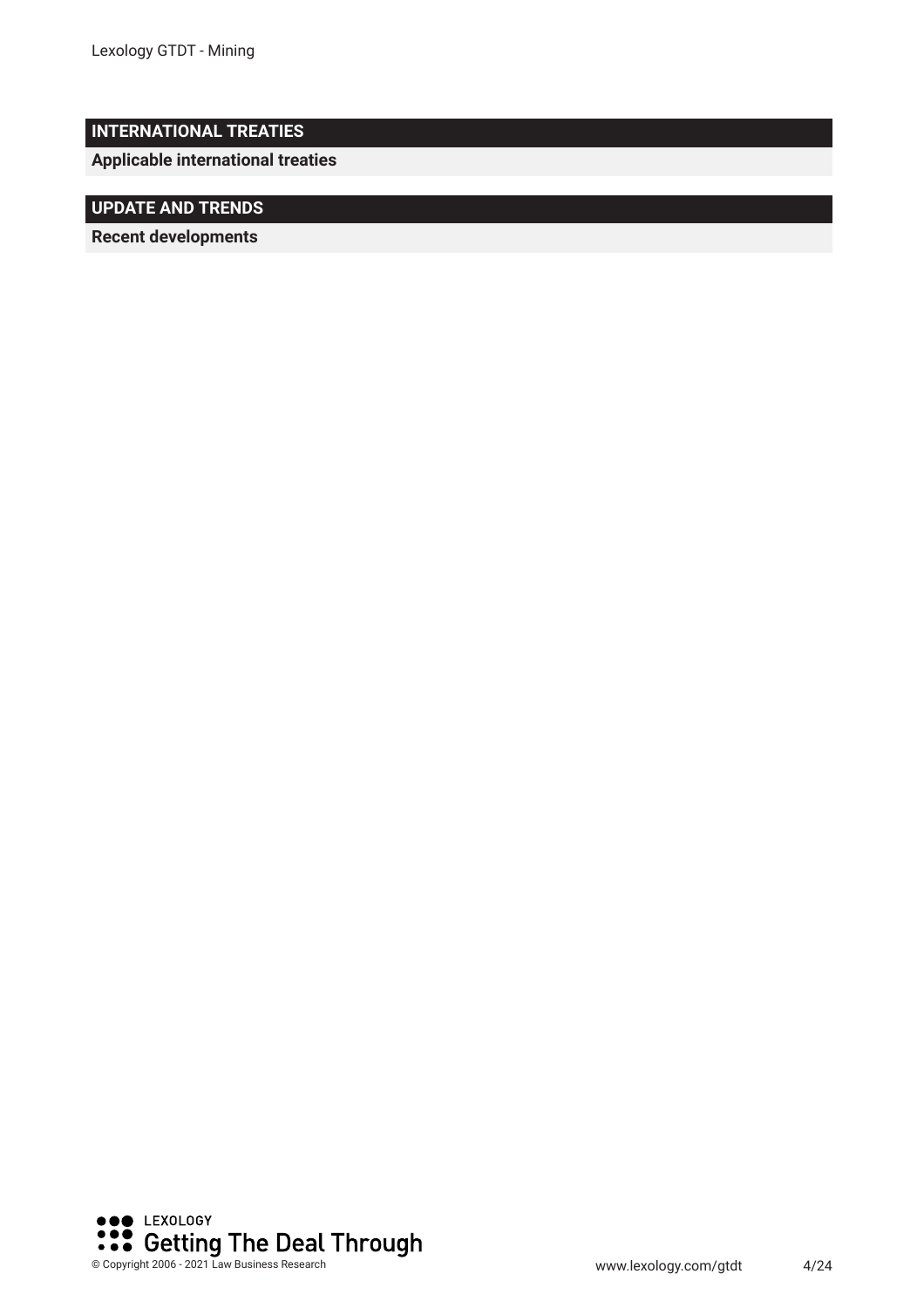## INTERNATIONAL TREATIES

**Applicable international treaties**

## UPDATE AND TRENDS

**Recent developments**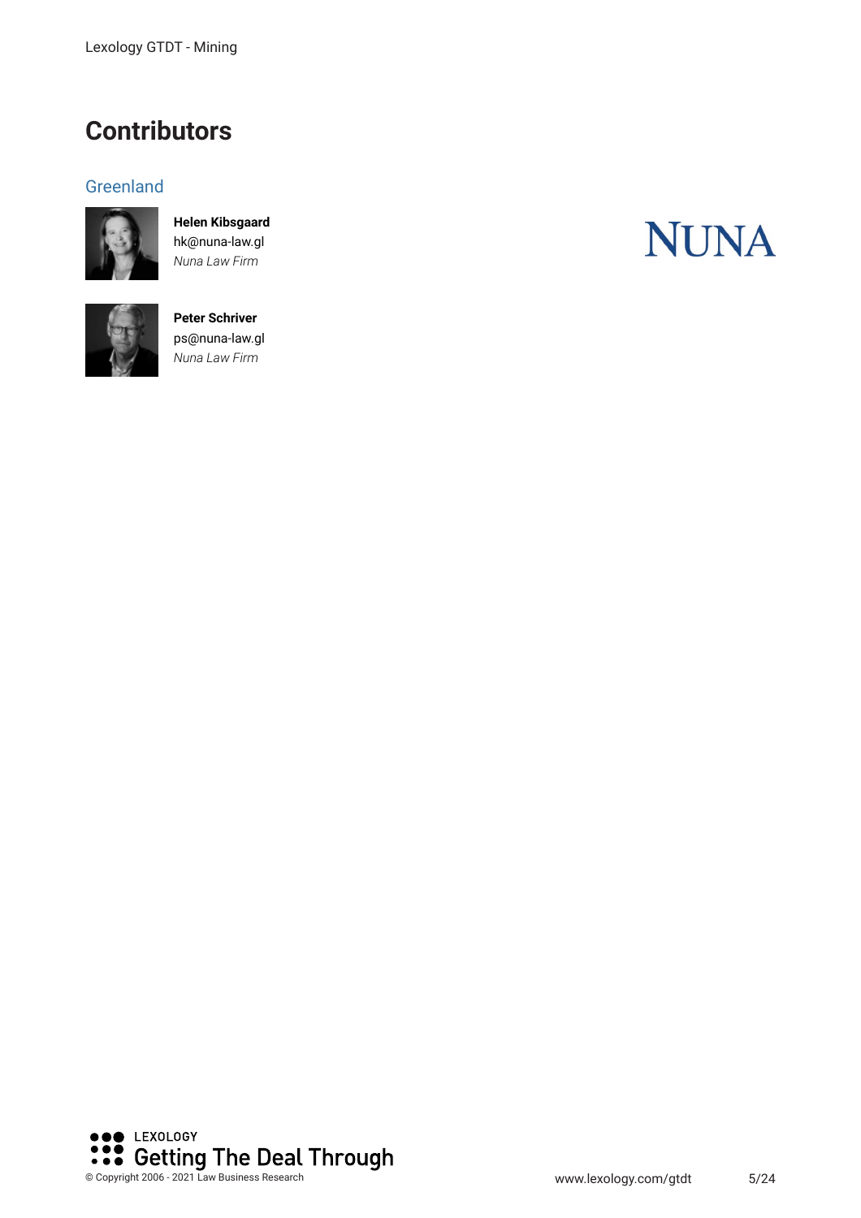# Contributors

## Greenland

**Helen Kibsgaard**
hk@nuna-law.gl
*Nuna Law Firm*

**Peter Schriver**
ps@nuna-law.gl
*Nuna Law Firm*

NUNA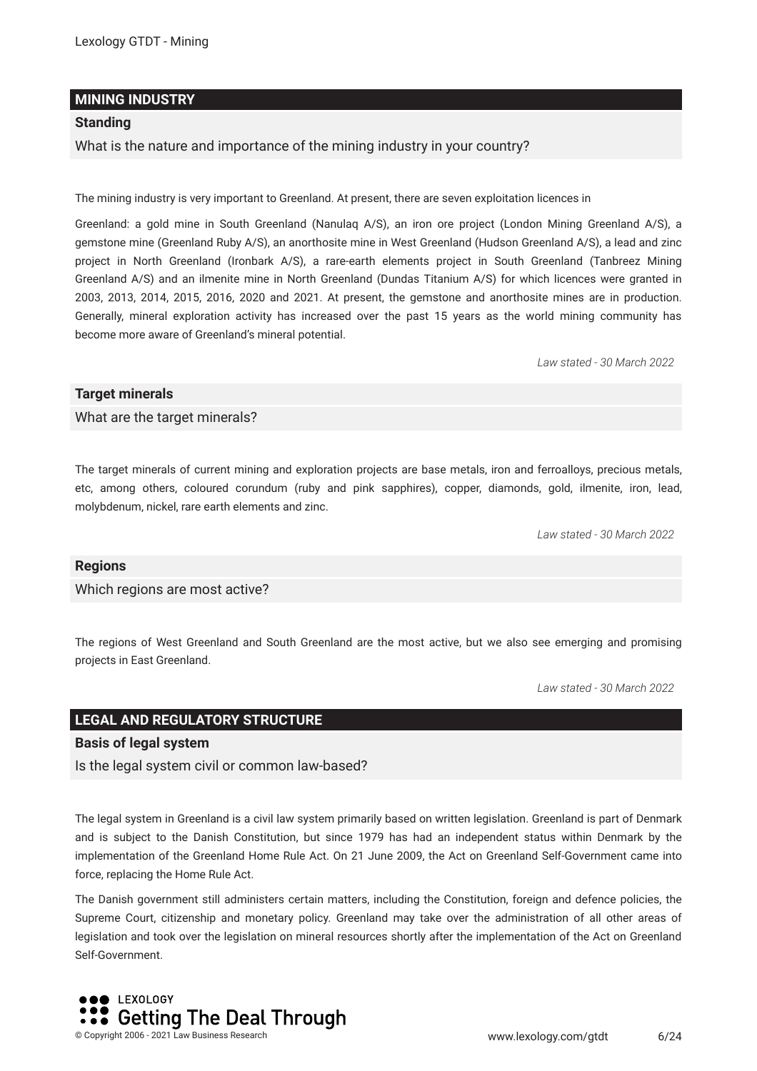## MINING INDUSTRY

### Standing

What is the nature and importance of the mining industry in your country?

The mining industry is very important to Greenland. At present, there are seven exploitation licences in

Greenland: a gold mine in South Greenland (Nanulaq A/S), an iron ore project (London Mining Greenland A/S), a gemstone mine (Greenland Ruby A/S), an anorthosite mine in West Greenland (Hudson Greenland A/S), a lead and zinc project in North Greenland (Ironbark A/S), a rare-earth elements project in South Greenland (Tanbreez Mining Greenland A/S) and an ilmenite mine in North Greenland (Dundas Titanium A/S) for which licences were granted in 2003, 2013, 2014, 2015, 2016, 2020 and 2021. At present, the gemstone and anorthosite mines are in production. Generally, mineral exploration activity has increased over the past 15 years as the world mining community has become more aware of Greenland's mineral potential.

*Law stated - 30 March 2022*

### Target minerals

What are the target minerals?

The target minerals of current mining and exploration projects are base metals, iron and ferroalloys, precious metals, etc, among others, coloured corundum (ruby and pink sapphires), copper, diamonds, gold, ilmenite, iron, lead, molybdenum, nickel, rare earth elements and zinc.

*Law stated - 30 March 2022*

### Regions

Which regions are most active?

The regions of West Greenland and South Greenland are the most active, but we also see emerging and promising projects in East Greenland.

*Law stated - 30 March 2022*

## LEGAL AND REGULATORY STRUCTURE

### Basis of legal system

Is the legal system civil or common law-based?

The legal system in Greenland is a civil law system primarily based on written legislation. Greenland is part of Denmark and is subject to the Danish Constitution, but since 1979 has had an independent status within Denmark by the implementation of the Greenland Home Rule Act. On 21 June 2009, the Act on Greenland Self-Government came into force, replacing the Home Rule Act.

The Danish government still administers certain matters, including the Constitution, foreign and defence policies, the Supreme Court, citizenship and monetary policy. Greenland may take over the administration of all other areas of legislation and took over the legislation on mineral resources shortly after the implementation of the Act on Greenland Self-Government.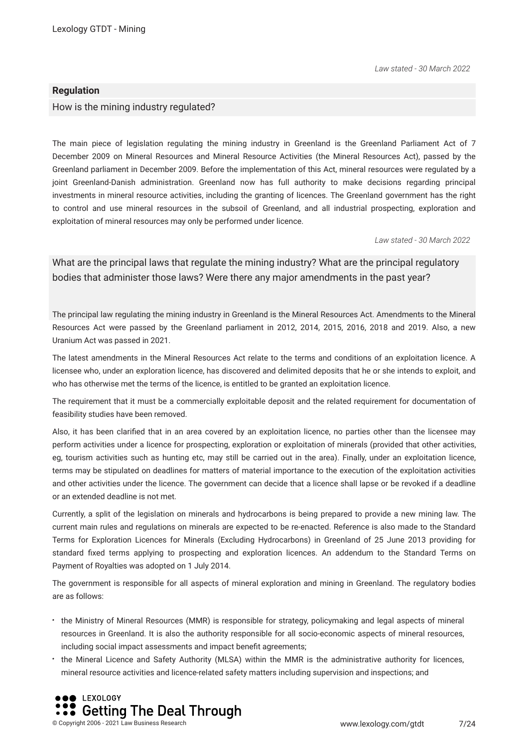*Law stated - 30 March 2022*

## Regulation

### How is the mining industry regulated?

The main piece of legislation regulating the mining industry in Greenland is the Greenland Parliament Act of 7 December 2009 on Mineral Resources and Mineral Resource Activities (the Mineral Resources Act), passed by the Greenland parliament in December 2009. Before the implementation of this Act, mineral resources were regulated by a joint Greenland-Danish administration. Greenland now has full authority to make decisions regarding principal investments in mineral resource activities, including the granting of licences. The Greenland government has the right to control and use mineral resources in the subsoil of Greenland, and all industrial prospecting, exploration and exploitation of mineral resources may only be performed under licence.

*Law stated - 30 March 2022*

### What are the principal laws that regulate the mining industry? What are the principal regulatory bodies that administer those laws? Were there any major amendments in the past year?

The principal law regulating the mining industry in Greenland is the Mineral Resources Act. Amendments to the Mineral Resources Act were passed by the Greenland parliament in 2012, 2014, 2015, 2016, 2018 and 2019. Also, a new Uranium Act was passed in 2021.

The latest amendments in the Mineral Resources Act relate to the terms and conditions of an exploitation licence. A licensee who, under an exploration licence, has discovered and delimited deposits that he or she intends to exploit, and who has otherwise met the terms of the licence, is entitled to be granted an exploitation licence.

The requirement that it must be a commercially exploitable deposit and the related requirement for documentation of feasibility studies have been removed.

Also, it has been clarified that in an area covered by an exploitation licence, no parties other than the licensee may perform activities under a licence for prospecting, exploration or exploitation of minerals (provided that other activities, eg, tourism activities such as hunting etc, may still be carried out in the area). Finally, under an exploitation licence, terms may be stipulated on deadlines for matters of material importance to the execution of the exploitation activities and other activities under the licence. The government can decide that a licence shall lapse or be revoked if a deadline or an extended deadline is not met.

Currently, a split of the legislation on minerals and hydrocarbons is being prepared to provide a new mining law. The current main rules and regulations on minerals are expected to be re-enacted. Reference is also made to the Standard Terms for Exploration Licences for Minerals (Excluding Hydrocarbons) in Greenland of 25 June 2013 providing for standard fixed terms applying to prospecting and exploration licences. An addendum to the Standard Terms on Payment of Royalties was adopted on 1 July 2014.

The government is responsible for all aspects of mineral exploration and mining in Greenland. The regulatory bodies are as follows:

- the Ministry of Mineral Resources (MMR) is responsible for strategy, policymaking and legal aspects of mineral resources in Greenland. It is also the authority responsible for all socio-economic aspects of mineral resources, including social impact assessments and impact benefit agreements;
- the Mineral Licence and Safety Authority (MLSA) within the MMR is the administrative authority for licences, mineral resource activities and licence-related safety matters including supervision and inspections; and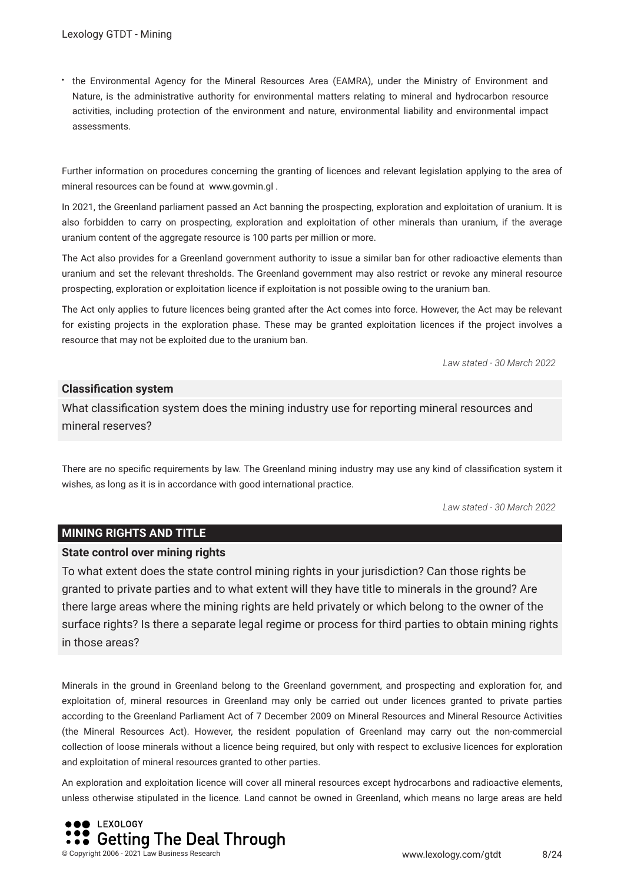- the Environmental Agency for the Mineral Resources Area (EAMRA), under the Ministry of Environment and Nature, is the administrative authority for environmental matters relating to mineral and hydrocarbon resource activities, including protection of the environment and nature, environmental liability and environmental impact assessments.

Further information on procedures concerning the granting of licences and relevant legislation applying to the area of mineral resources can be found at www.govmin.gl .

In 2021, the Greenland parliament passed an Act banning the prospecting, exploration and exploitation of uranium. It is also forbidden to carry on prospecting, exploration and exploitation of other minerals than uranium, if the average uranium content of the aggregate resource is 100 parts per million or more.

The Act also provides for a Greenland government authority to issue a similar ban for other radioactive elements than uranium and set the relevant thresholds. The Greenland government may also restrict or revoke any mineral resource prospecting, exploration or exploitation licence if exploitation is not possible owing to the uranium ban.

The Act only applies to future licences being granted after the Act comes into force. However, the Act may be relevant for existing projects in the exploration phase. These may be granted exploitation licences if the project involves a resource that may not be exploited due to the uranium ban.

*Law stated - 30 March 2022*

### Classification system

What classification system does the mining industry use for reporting mineral resources and mineral reserves?

There are no specific requirements by law. The Greenland mining industry may use any kind of classification system it wishes, as long as it is in accordance with good international practice.

*Law stated - 30 March 2022*

## MINING RIGHTS AND TITLE

### State control over mining rights

To what extent does the state control mining rights in your jurisdiction? Can those rights be granted to private parties and to what extent will they have title to minerals in the ground? Are there large areas where the mining rights are held privately or which belong to the owner of the surface rights? Is there a separate legal regime or process for third parties to obtain mining rights in those areas?

Minerals in the ground in Greenland belong to the Greenland government, and prospecting and exploration for, and exploitation of, mineral resources in Greenland may only be carried out under licences granted to private parties according to the Greenland Parliament Act of 7 December 2009 on Mineral Resources and Mineral Resource Activities (the Mineral Resources Act). However, the resident population of Greenland may carry out the non-commercial collection of loose minerals without a licence being required, but only with respect to exclusive licences for exploration and exploitation of mineral resources granted to other parties.

An exploration and exploitation licence will cover all mineral resources except hydrocarbons and radioactive elements, unless otherwise stipulated in the licence. Land cannot be owned in Greenland, which means no large areas are held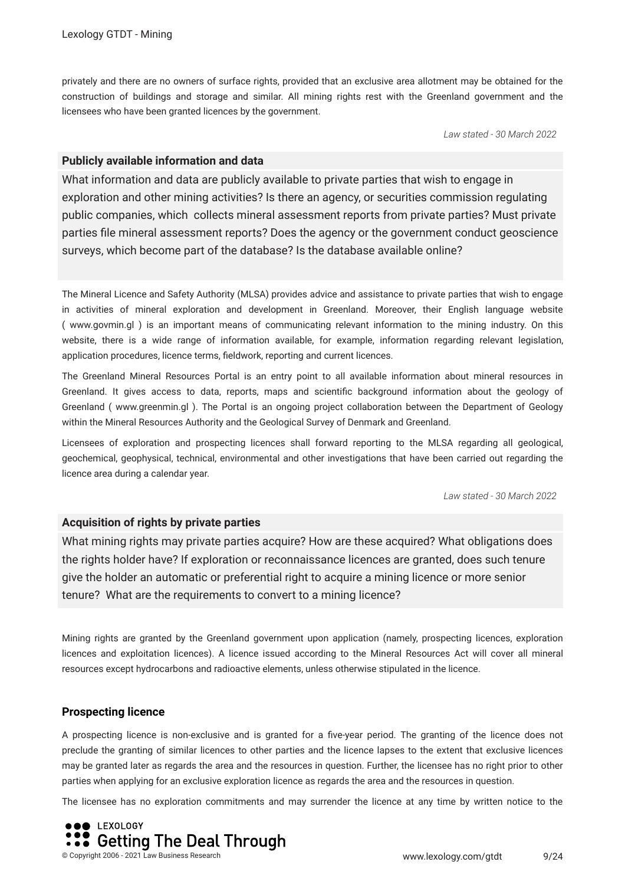privately and there are no owners of surface rights, provided that an exclusive area allotment may be obtained for the construction of buildings and storage and similar. All mining rights rest with the Greenland government and the licensees who have been granted licences by the government.

*Law stated - 30 March 2022*

### Publicly available information and data

What information and data are publicly available to private parties that wish to engage in exploration and other mining activities? Is there an agency, or securities commission regulating public companies, which collects mineral assessment reports from private parties? Must private parties file mineral assessment reports? Does the agency or the government conduct geoscience surveys, which become part of the database? Is the database available online?

The Mineral Licence and Safety Authority (MLSA) provides advice and assistance to private parties that wish to engage in activities of mineral exploration and development in Greenland. Moreover, their English language website ( www.govmin.gl ) is an important means of communicating relevant information to the mining industry. On this website, there is a wide range of information available, for example, information regarding relevant legislation, application procedures, licence terms, fieldwork, reporting and current licences.

The Greenland Mineral Resources Portal is an entry point to all available information about mineral resources in Greenland. It gives access to data, reports, maps and scientific background information about the geology of Greenland ( www.greenmin.gl ). The Portal is an ongoing project collaboration between the Department of Geology within the Mineral Resources Authority and the Geological Survey of Denmark and Greenland.

Licensees of exploration and prospecting licences shall forward reporting to the MLSA regarding all geological, geochemical, geophysical, technical, environmental and other investigations that have been carried out regarding the licence area during a calendar year.

*Law stated - 30 March 2022*

### Acquisition of rights by private parties

What mining rights may private parties acquire? How are these acquired? What obligations does the rights holder have? If exploration or reconnaissance licences are granted, does such tenure give the holder an automatic or preferential right to acquire a mining licence or more senior tenure? What are the requirements to convert to a mining licence?

Mining rights are granted by the Greenland government upon application (namely, prospecting licences, exploration licences and exploitation licences). A licence issued according to the Mineral Resources Act will cover all mineral resources except hydrocarbons and radioactive elements, unless otherwise stipulated in the licence.

#### Prospecting licence

A prospecting licence is non-exclusive and is granted for a five-year period. The granting of the licence does not preclude the granting of similar licences to other parties and the licence lapses to the extent that exclusive licences may be granted later as regards the area and the resources in question. Further, the licensee has no right prior to other parties when applying for an exclusive exploration licence as regards the area and the resources in question.

The licensee has no exploration commitments and may surrender the licence at any time by written notice to the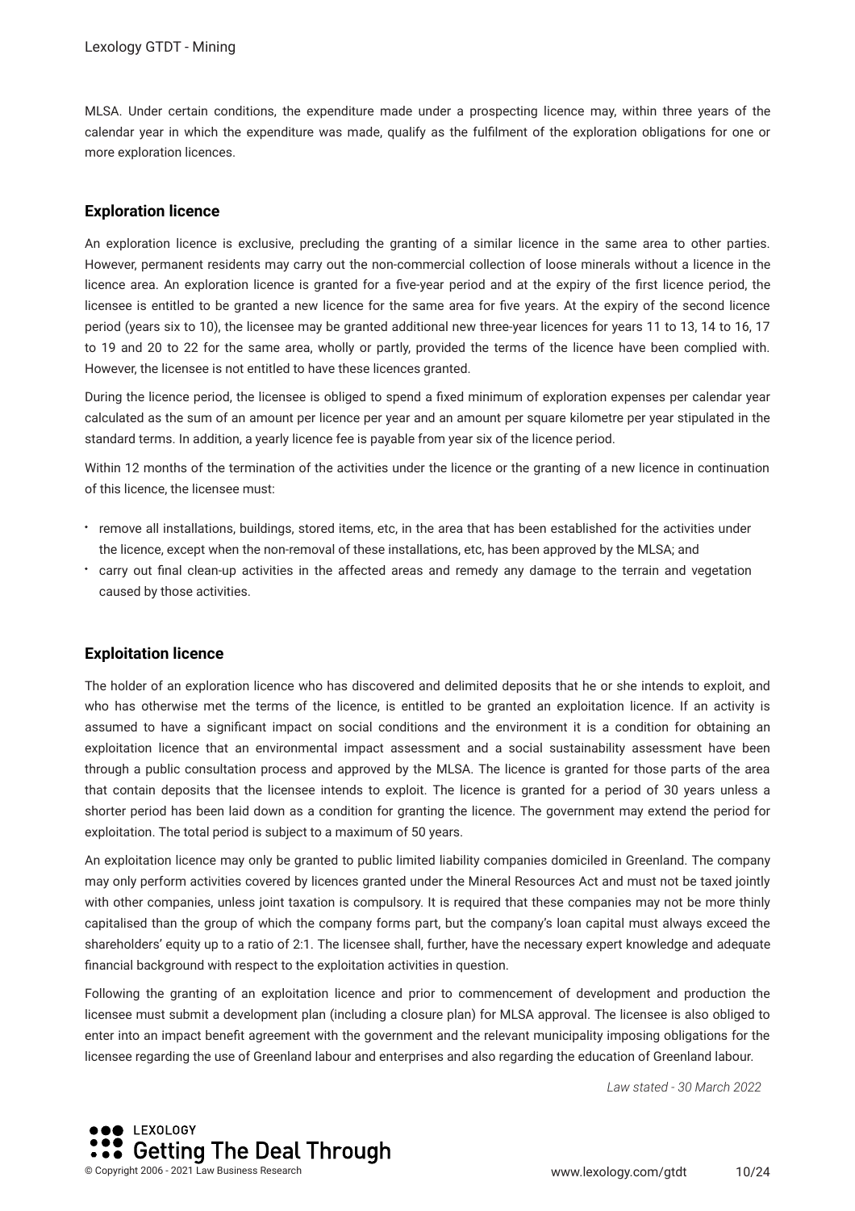MLSA. Under certain conditions, the expenditure made under a prospecting licence may, within three years of the calendar year in which the expenditure was made, qualify as the fulfilment of the exploration obligations for one or more exploration licences.

### Exploration licence

An exploration licence is exclusive, precluding the granting of a similar licence in the same area to other parties. However, permanent residents may carry out the non-commercial collection of loose minerals without a licence in the licence area. An exploration licence is granted for a five-year period and at the expiry of the first licence period, the licensee is entitled to be granted a new licence for the same area for five years. At the expiry of the second licence period (years six to 10), the licensee may be granted additional new three-year licences for years 11 to 13, 14 to 16, 17 to 19 and 20 to 22 for the same area, wholly or partly, provided the terms of the licence have been complied with. However, the licensee is not entitled to have these licences granted.

During the licence period, the licensee is obliged to spend a fixed minimum of exploration expenses per calendar year calculated as the sum of an amount per licence per year and an amount per square kilometre per year stipulated in the standard terms. In addition, a yearly licence fee is payable from year six of the licence period.

Within 12 months of the termination of the activities under the licence or the granting of a new licence in continuation of this licence, the licensee must:

- remove all installations, buildings, stored items, etc, in the area that has been established for the activities under the licence, except when the non-removal of these installations, etc, has been approved by the MLSA; and
- carry out final clean-up activities in the affected areas and remedy any damage to the terrain and vegetation caused by those activities.

### Exploitation licence

The holder of an exploration licence who has discovered and delimited deposits that he or she intends to exploit, and who has otherwise met the terms of the licence, is entitled to be granted an exploitation licence. If an activity is assumed to have a significant impact on social conditions and the environment it is a condition for obtaining an exploitation licence that an environmental impact assessment and a social sustainability assessment have been through a public consultation process and approved by the MLSA. The licence is granted for those parts of the area that contain deposits that the licensee intends to exploit. The licence is granted for a period of 30 years unless a shorter period has been laid down as a condition for granting the licence. The government may extend the period for exploitation. The total period is subject to a maximum of 50 years.

An exploitation licence may only be granted to public limited liability companies domiciled in Greenland. The company may only perform activities covered by licences granted under the Mineral Resources Act and must not be taxed jointly with other companies, unless joint taxation is compulsory. It is required that these companies may not be more thinly capitalised than the group of which the company forms part, but the company's loan capital must always exceed the shareholders' equity up to a ratio of 2:1. The licensee shall, further, have the necessary expert knowledge and adequate financial background with respect to the exploitation activities in question.

Following the granting of an exploitation licence and prior to commencement of development and production the licensee must submit a development plan (including a closure plan) for MLSA approval. The licensee is also obliged to enter into an impact benefit agreement with the government and the relevant municipality imposing obligations for the licensee regarding the use of Greenland labour and enterprises and also regarding the education of Greenland labour.

*Law stated - 30 March 2022*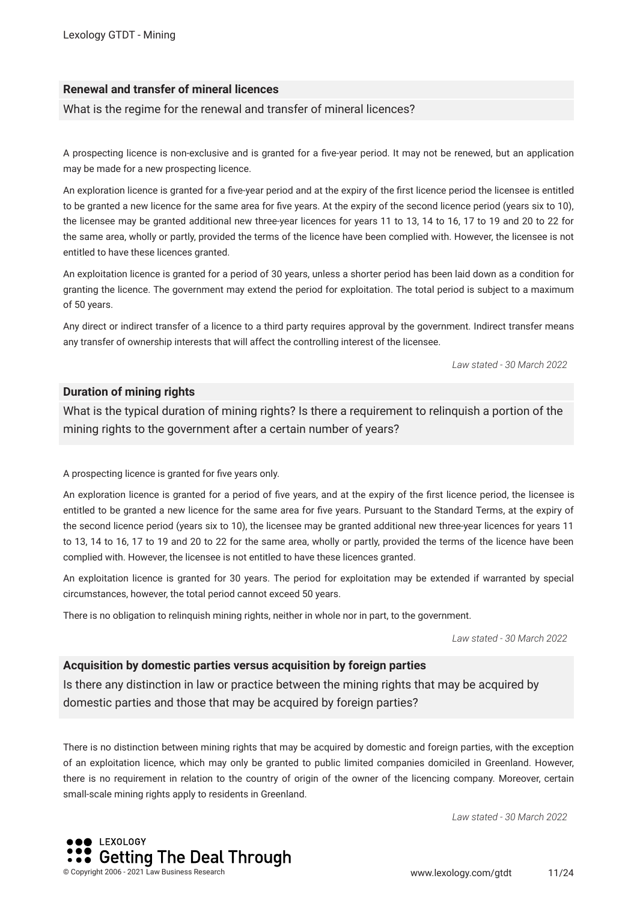### Renewal and transfer of mineral licences

What is the regime for the renewal and transfer of mineral licences?

A prospecting licence is non-exclusive and is granted for a five-year period. It may not be renewed, but an application may be made for a new prospecting licence.

An exploration licence is granted for a five-year period and at the expiry of the first licence period the licensee is entitled to be granted a new licence for the same area for five years. At the expiry of the second licence period (years six to 10), the licensee may be granted additional new three-year licences for years 11 to 13, 14 to 16, 17 to 19 and 20 to 22 for the same area, wholly or partly, provided the terms of the licence have been complied with. However, the licensee is not entitled to have these licences granted.

An exploitation licence is granted for a period of 30 years, unless a shorter period has been laid down as a condition for granting the licence. The government may extend the period for exploitation. The total period is subject to a maximum of 50 years.

Any direct or indirect transfer of a licence to a third party requires approval by the government. Indirect transfer means any transfer of ownership interests that will affect the controlling interest of the licensee.

*Law stated - 30 March 2022*

### Duration of mining rights

What is the typical duration of mining rights? Is there a requirement to relinquish a portion of the mining rights to the government after a certain number of years?

A prospecting licence is granted for five years only.

An exploration licence is granted for a period of five years, and at the expiry of the first licence period, the licensee is entitled to be granted a new licence for the same area for five years. Pursuant to the Standard Terms, at the expiry of the second licence period (years six to 10), the licensee may be granted additional new three-year licences for years 11 to 13, 14 to 16, 17 to 19 and 20 to 22 for the same area, wholly or partly, provided the terms of the licence have been complied with. However, the licensee is not entitled to have these licences granted.

An exploitation licence is granted for 30 years. The period for exploitation may be extended if warranted by special circumstances, however, the total period cannot exceed 50 years.

There is no obligation to relinquish mining rights, neither in whole nor in part, to the government.

*Law stated - 30 March 2022*

### Acquisition by domestic parties versus acquisition by foreign parties

Is there any distinction in law or practice between the mining rights that may be acquired by domestic parties and those that may be acquired by foreign parties?

There is no distinction between mining rights that may be acquired by domestic and foreign parties, with the exception of an exploitation licence, which may only be granted to public limited companies domiciled in Greenland. However, there is no requirement in relation to the country of origin of the owner of the licencing company. Moreover, certain small-scale mining rights apply to residents in Greenland.

*Law stated - 30 March 2022*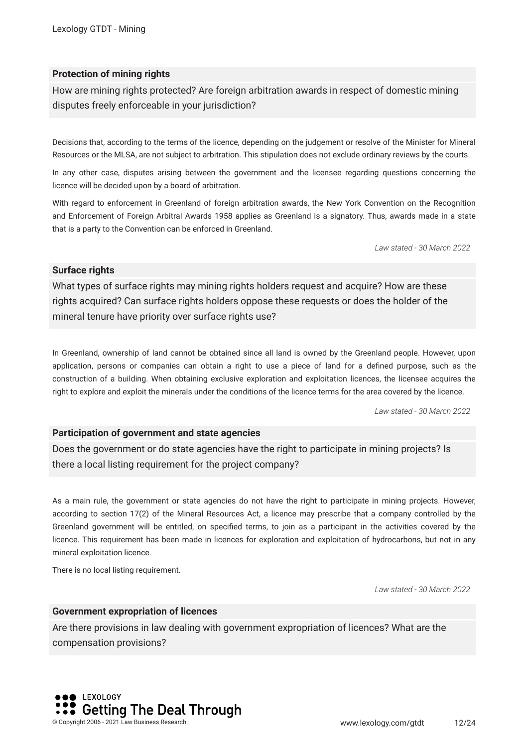### Protection of mining rights

How are mining rights protected? Are foreign arbitration awards in respect of domestic mining disputes freely enforceable in your jurisdiction?

Decisions that, according to the terms of the licence, depending on the judgement or resolve of the Minister for Mineral Resources or the MLSA, are not subject to arbitration. This stipulation does not exclude ordinary reviews by the courts.

In any other case, disputes arising between the government and the licensee regarding questions concerning the licence will be decided upon by a board of arbitration.

With regard to enforcement in Greenland of foreign arbitration awards, the New York Convention on the Recognition and Enforcement of Foreign Arbitral Awards 1958 applies as Greenland is a signatory. Thus, awards made in a state that is a party to the Convention can be enforced in Greenland.

*Law stated - 30 March 2022*

### Surface rights

What types of surface rights may mining rights holders request and acquire? How are these rights acquired? Can surface rights holders oppose these requests or does the holder of the mineral tenure have priority over surface rights use?

In Greenland, ownership of land cannot be obtained since all land is owned by the Greenland people. However, upon application, persons or companies can obtain a right to use a piece of land for a defined purpose, such as the construction of a building. When obtaining exclusive exploration and exploitation licences, the licensee acquires the right to explore and exploit the minerals under the conditions of the licence terms for the area covered by the licence.

*Law stated - 30 March 2022*

### Participation of government and state agencies

Does the government or do state agencies have the right to participate in mining projects? Is there a local listing requirement for the project company?

As a main rule, the government or state agencies do not have the right to participate in mining projects. However, according to section 17(2) of the Mineral Resources Act, a licence may prescribe that a company controlled by the Greenland government will be entitled, on specified terms, to join as a participant in the activities covered by the licence. This requirement has been made in licences for exploration and exploitation of hydrocarbons, but not in any mineral exploitation licence.

There is no local listing requirement.

*Law stated - 30 March 2022*

### Government expropriation of licences

Are there provisions in law dealing with government expropriation of licences? What are the compensation provisions?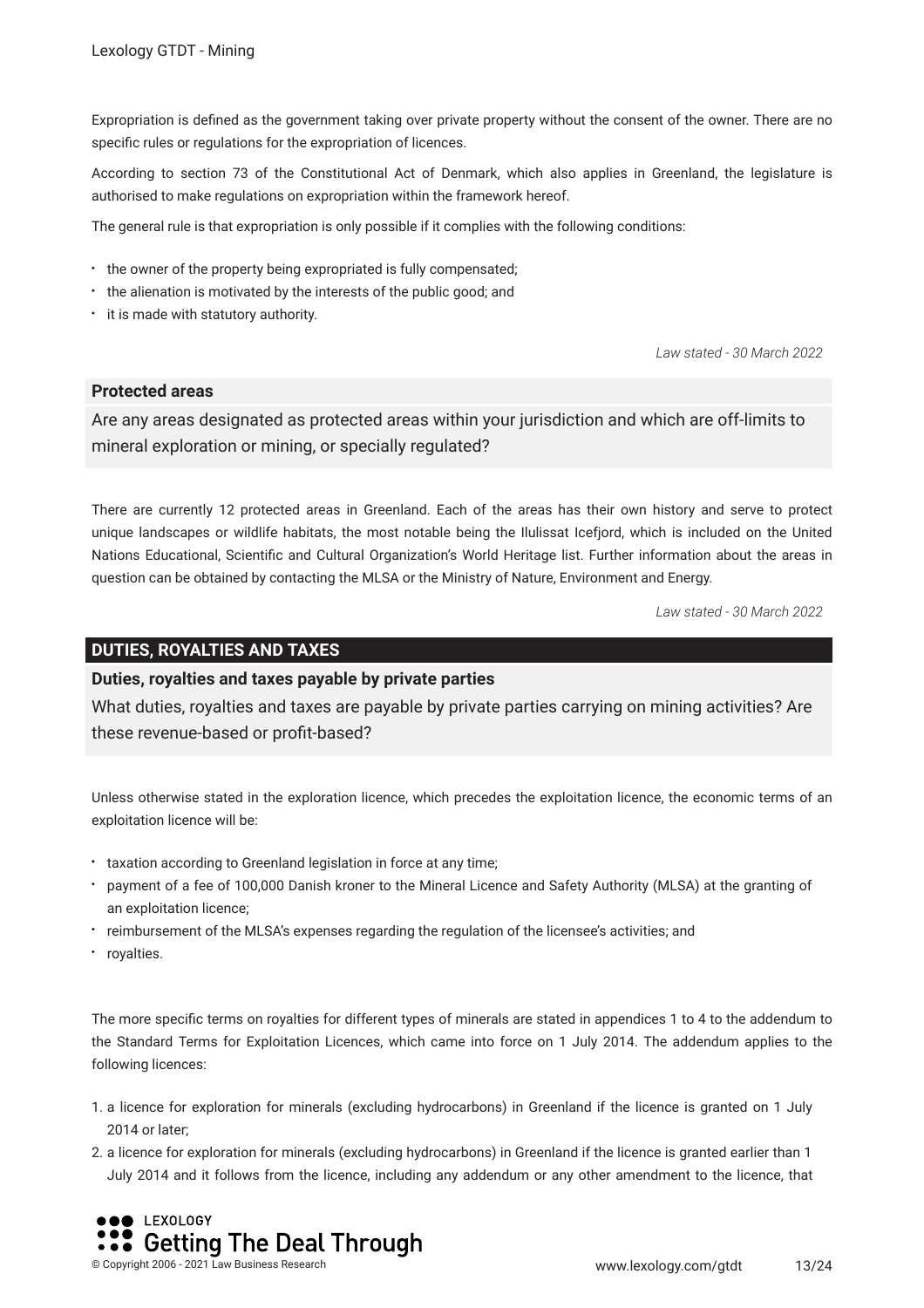Expropriation is defined as the government taking over private property without the consent of the owner. There are no specific rules or regulations for the expropriation of licences.

According to section 73 of the Constitutional Act of Denmark, which also applies in Greenland, the legislature is authorised to make regulations on expropriation within the framework hereof.

The general rule is that expropriation is only possible if it complies with the following conditions:

- the owner of the property being expropriated is fully compensated;
- the alienation is motivated by the interests of the public good; and
- it is made with statutory authority.

*Law stated - 30 March 2022*

### Protected areas

Are any areas designated as protected areas within your jurisdiction and which are off-limits to mineral exploration or mining, or specially regulated?

There are currently 12 protected areas in Greenland. Each of the areas has their own history and serve to protect unique landscapes or wildlife habitats, the most notable being the Ilulissat Icefjord, which is included on the United Nations Educational, Scientific and Cultural Organization's World Heritage list. Further information about the areas in question can be obtained by contacting the MLSA or the Ministry of Nature, Environment and Energy.

*Law stated - 30 March 2022*

## DUTIES, ROYALTIES AND TAXES

### Duties, royalties and taxes payable by private parties

What duties, royalties and taxes are payable by private parties carrying on mining activities? Are these revenue-based or profit-based?

Unless otherwise stated in the exploration licence, which precedes the exploitation licence, the economic terms of an exploitation licence will be:

- taxation according to Greenland legislation in force at any time;
- payment of a fee of 100,000 Danish kroner to the Mineral Licence and Safety Authority (MLSA) at the granting of an exploitation licence;
- reimbursement of the MLSA's expenses regarding the regulation of the licensee's activities; and
- royalties.

The more specific terms on royalties for different types of minerals are stated in appendices 1 to 4 to the addendum to the Standard Terms for Exploitation Licences, which came into force on 1 July 2014. The addendum applies to the following licences:

1. a licence for exploration for minerals (excluding hydrocarbons) in Greenland if the licence is granted on 1 July 2014 or later;
2. a licence for exploration for minerals (excluding hydrocarbons) in Greenland if the licence is granted earlier than 1 July 2014 and it follows from the licence, including any addendum or any other amendment to the licence, that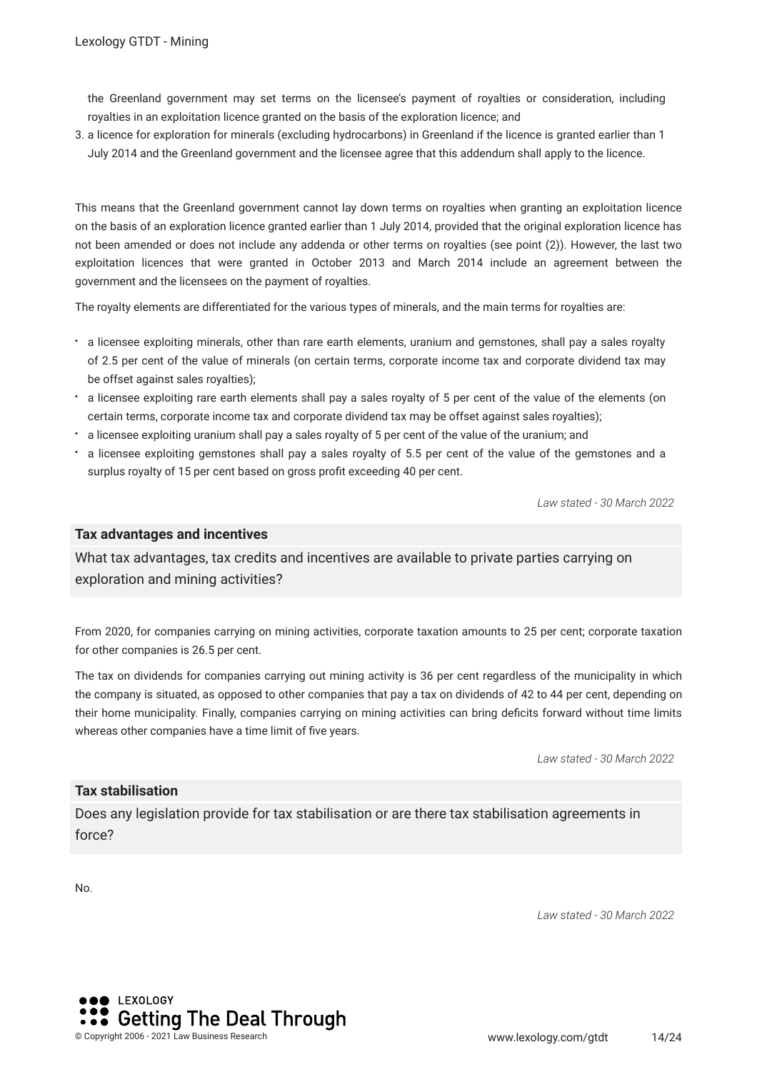the Greenland government may set terms on the licensee's payment of royalties or consideration, including royalties in an exploitation licence granted on the basis of the exploration licence; and

3. a licence for exploration for minerals (excluding hydrocarbons) in Greenland if the licence is granted earlier than 1 July 2014 and the Greenland government and the licensee agree that this addendum shall apply to the licence.

This means that the Greenland government cannot lay down terms on royalties when granting an exploitation licence on the basis of an exploration licence granted earlier than 1 July 2014, provided that the original exploration licence has not been amended or does not include any addenda or other terms on royalties (see point (2)). However, the last two exploitation licences that were granted in October 2013 and March 2014 include an agreement between the government and the licensees on the payment of royalties.

The royalty elements are differentiated for the various types of minerals, and the main terms for royalties are:

- a licensee exploiting minerals, other than rare earth elements, uranium and gemstones, shall pay a sales royalty of 2.5 per cent of the value of minerals (on certain terms, corporate income tax and corporate dividend tax may be offset against sales royalties);
- a licensee exploiting rare earth elements shall pay a sales royalty of 5 per cent of the value of the elements (on certain terms, corporate income tax and corporate dividend tax may be offset against sales royalties);
- a licensee exploiting uranium shall pay a sales royalty of 5 per cent of the value of the uranium; and
- a licensee exploiting gemstones shall pay a sales royalty of 5.5 per cent of the value of the gemstones and a surplus royalty of 15 per cent based on gross profit exceeding 40 per cent.

*Law stated - 30 March 2022*

### Tax advantages and incentives

What tax advantages, tax credits and incentives are available to private parties carrying on exploration and mining activities?

From 2020, for companies carrying on mining activities, corporate taxation amounts to 25 per cent; corporate taxation for other companies is 26.5 per cent.

The tax on dividends for companies carrying out mining activity is 36 per cent regardless of the municipality in which the company is situated, as opposed to other companies that pay a tax on dividends of 42 to 44 per cent, depending on their home municipality. Finally, companies carrying on mining activities can bring deficits forward without time limits whereas other companies have a time limit of five years.

*Law stated - 30 March 2022*

### Tax stabilisation

Does any legislation provide for tax stabilisation or are there tax stabilisation agreements in force?

No.

*Law stated - 30 March 2022*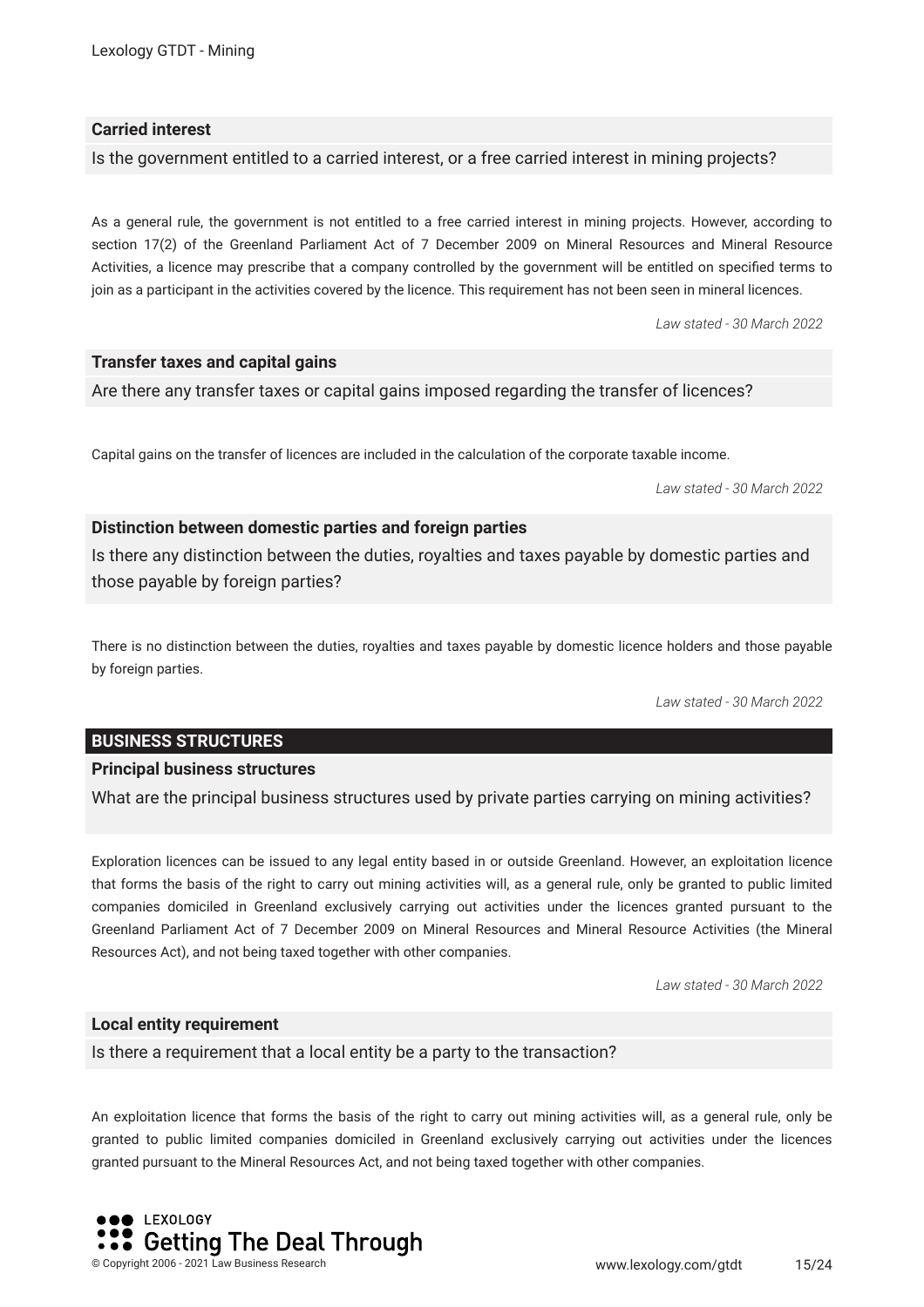### Carried interest

**Is the government entitled to a carried interest, or a free carried interest in mining projects?**

As a general rule, the government is not entitled to a free carried interest in mining projects. However, according to section 17(2) of the Greenland Parliament Act of 7 December 2009 on Mineral Resources and Mineral Resource Activities, a licence may prescribe that a company controlled by the government will be entitled on specified terms to join as a participant in the activities covered by the licence. This requirement has not been seen in mineral licences.

*Law stated - 30 March 2022*

### Transfer taxes and capital gains

**Are there any transfer taxes or capital gains imposed regarding the transfer of licences?**

Capital gains on the transfer of licences are included in the calculation of the corporate taxable income.

*Law stated - 30 March 2022*

### Distinction between domestic parties and foreign parties

**Is there any distinction between the duties, royalties and taxes payable by domestic parties and those payable by foreign parties?**

There is no distinction between the duties, royalties and taxes payable by domestic licence holders and those payable by foreign parties.

*Law stated - 30 March 2022*

## BUSINESS STRUCTURES

### Principal business structures

**What are the principal business structures used by private parties carrying on mining activities?**

Exploration licences can be issued to any legal entity based in or outside Greenland. However, an exploitation licence that forms the basis of the right to carry out mining activities will, as a general rule, only be granted to public limited companies domiciled in Greenland exclusively carrying out activities under the licences granted pursuant to the Greenland Parliament Act of 7 December 2009 on Mineral Resources and Mineral Resource Activities (the Mineral Resources Act), and not being taxed together with other companies.

*Law stated - 30 March 2022*

### Local entity requirement

**Is there a requirement that a local entity be a party to the transaction?**

An exploitation licence that forms the basis of the right to carry out mining activities will, as a general rule, only be granted to public limited companies domiciled in Greenland exclusively carrying out activities under the licences granted pursuant to the Mineral Resources Act, and not being taxed together with other companies.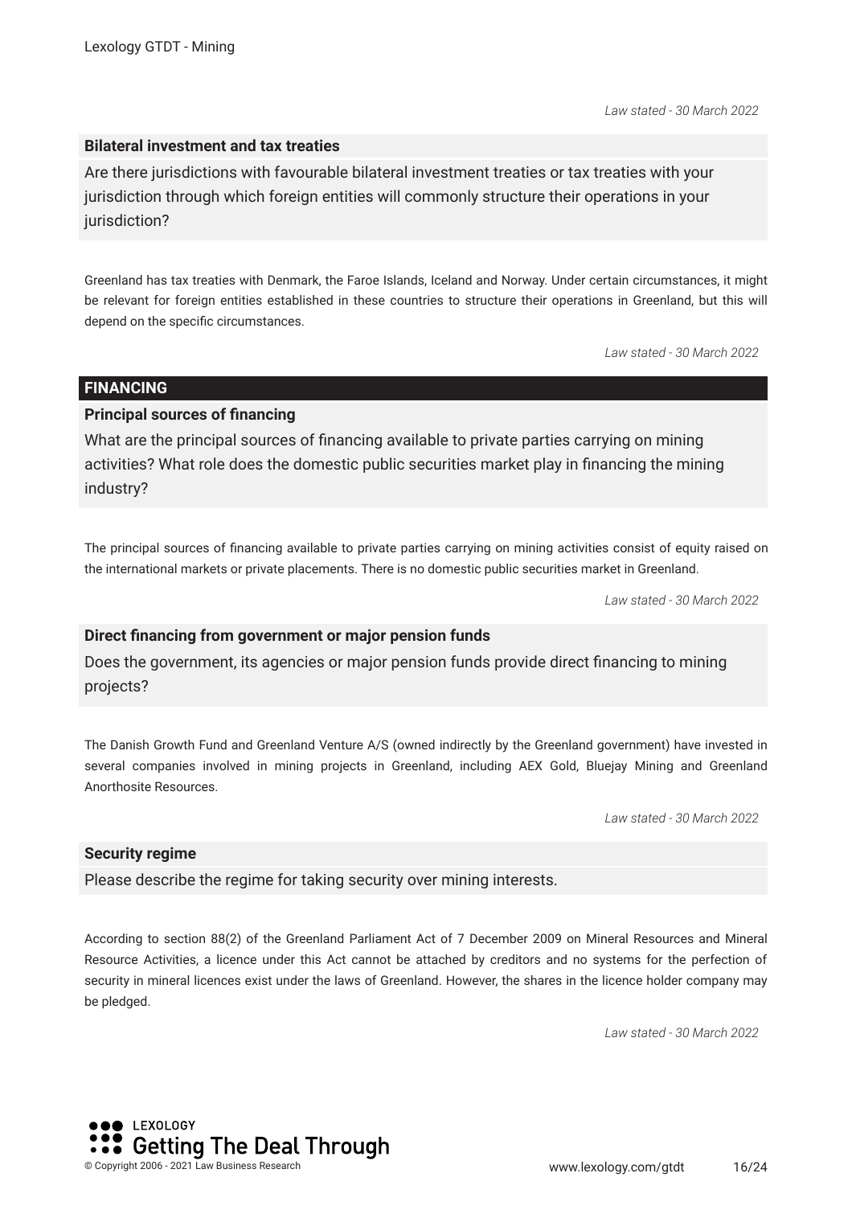*Law stated - 30 March 2022*

### Bilateral investment and tax treaties

Are there jurisdictions with favourable bilateral investment treaties or tax treaties with your jurisdiction through which foreign entities will commonly structure their operations in your jurisdiction?

Greenland has tax treaties with Denmark, the Faroe Islands, Iceland and Norway. Under certain circumstances, it might be relevant for foreign entities established in these countries to structure their operations in Greenland, but this will depend on the specific circumstances.

*Law stated - 30 March 2022*

## FINANCING

### Principal sources of financing

What are the principal sources of financing available to private parties carrying on mining activities? What role does the domestic public securities market play in financing the mining industry?

The principal sources of financing available to private parties carrying on mining activities consist of equity raised on the international markets or private placements. There is no domestic public securities market in Greenland.

*Law stated - 30 March 2022*

### Direct financing from government or major pension funds

Does the government, its agencies or major pension funds provide direct financing to mining projects?

The Danish Growth Fund and Greenland Venture A/S (owned indirectly by the Greenland government) have invested in several companies involved in mining projects in Greenland, including AEX Gold, Bluejay Mining and Greenland Anorthosite Resources.

*Law stated - 30 March 2022*

### Security regime

Please describe the regime for taking security over mining interests.

According to section 88(2) of the Greenland Parliament Act of 7 December 2009 on Mineral Resources and Mineral Resource Activities, a licence under this Act cannot be attached by creditors and no systems for the perfection of security in mineral licences exist under the laws of Greenland. However, the shares in the licence holder company may be pledged.

*Law stated - 30 March 2022*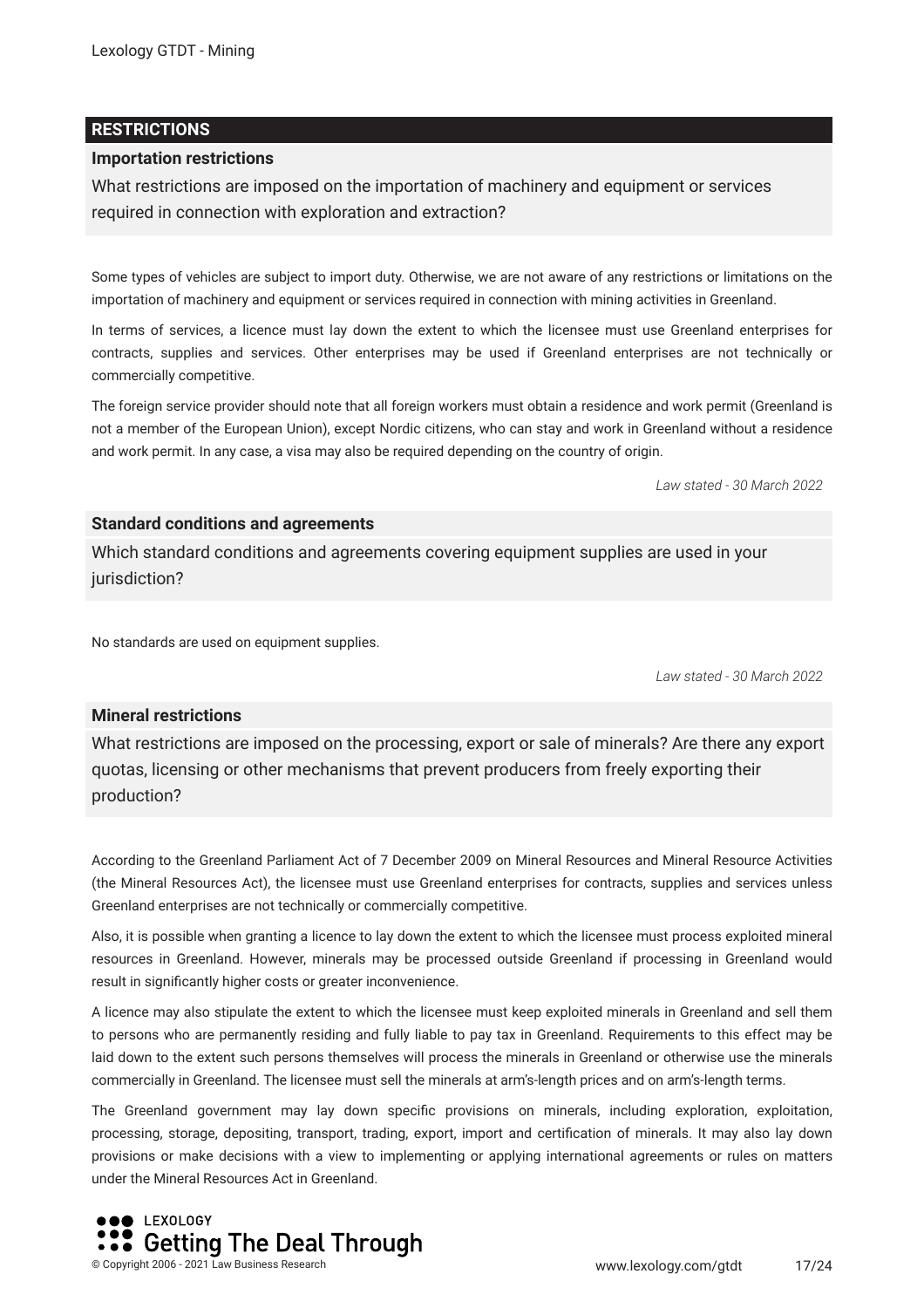## RESTRICTIONS

### Importation restrictions

What restrictions are imposed on the importation of machinery and equipment or services required in connection with exploration and extraction?

Some types of vehicles are subject to import duty. Otherwise, we are not aware of any restrictions or limitations on the importation of machinery and equipment or services required in connection with mining activities in Greenland.

In terms of services, a licence must lay down the extent to which the licensee must use Greenland enterprises for contracts, supplies and services. Other enterprises may be used if Greenland enterprises are not technically or commercially competitive.

The foreign service provider should note that all foreign workers must obtain a residence and work permit (Greenland is not a member of the European Union), except Nordic citizens, who can stay and work in Greenland without a residence and work permit. In any case, a visa may also be required depending on the country of origin.

*Law stated - 30 March 2022*

### Standard conditions and agreements

Which standard conditions and agreements covering equipment supplies are used in your jurisdiction?

No standards are used on equipment supplies.

*Law stated - 30 March 2022*

### Mineral restrictions

What restrictions are imposed on the processing, export or sale of minerals? Are there any export quotas, licensing or other mechanisms that prevent producers from freely exporting their production?

According to the Greenland Parliament Act of 7 December 2009 on Mineral Resources and Mineral Resource Activities (the Mineral Resources Act), the licensee must use Greenland enterprises for contracts, supplies and services unless Greenland enterprises are not technically or commercially competitive.

Also, it is possible when granting a licence to lay down the extent to which the licensee must process exploited mineral resources in Greenland. However, minerals may be processed outside Greenland if processing in Greenland would result in significantly higher costs or greater inconvenience.

A licence may also stipulate the extent to which the licensee must keep exploited minerals in Greenland and sell them to persons who are permanently residing and fully liable to pay tax in Greenland. Requirements to this effect may be laid down to the extent such persons themselves will process the minerals in Greenland or otherwise use the minerals commercially in Greenland. The licensee must sell the minerals at arm's-length prices and on arm's-length terms.

The Greenland government may lay down specific provisions on minerals, including exploration, exploitation, processing, storage, depositing, transport, trading, export, import and certification of minerals. It may also lay down provisions or make decisions with a view to implementing or applying international agreements or rules on matters under the Mineral Resources Act in Greenland.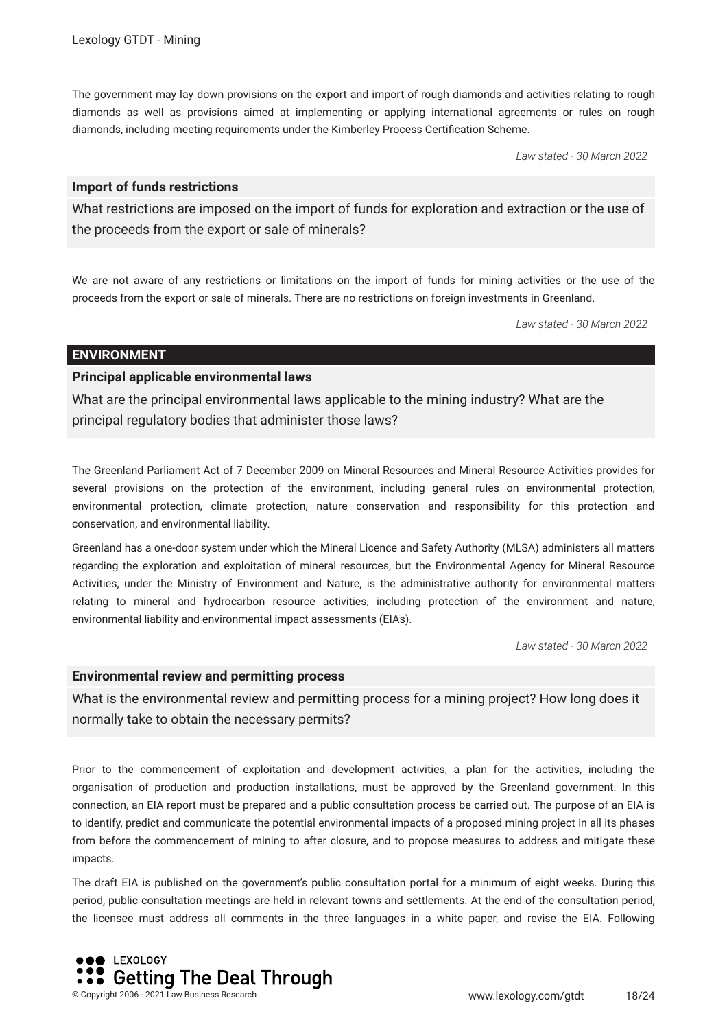The government may lay down provisions on the export and import of rough diamonds and activities relating to rough diamonds as well as provisions aimed at implementing or applying international agreements or rules on rough diamonds, including meeting requirements under the Kimberley Process Certification Scheme.

*Law stated - 30 March 2022*

### Import of funds restrictions

What restrictions are imposed on the import of funds for exploration and extraction or the use of the proceeds from the export or sale of minerals?

We are not aware of any restrictions or limitations on the import of funds for mining activities or the use of the proceeds from the export or sale of minerals. There are no restrictions on foreign investments in Greenland.

*Law stated - 30 March 2022*

## ENVIRONMENT

### Principal applicable environmental laws

What are the principal environmental laws applicable to the mining industry? What are the principal regulatory bodies that administer those laws?

The Greenland Parliament Act of 7 December 2009 on Mineral Resources and Mineral Resource Activities provides for several provisions on the protection of the environment, including general rules on environmental protection, environmental protection, climate protection, nature conservation and responsibility for this protection and conservation, and environmental liability.

Greenland has a one-door system under which the Mineral Licence and Safety Authority (MLSA) administers all matters regarding the exploration and exploitation of mineral resources, but the Environmental Agency for Mineral Resource Activities, under the Ministry of Environment and Nature, is the administrative authority for environmental matters relating to mineral and hydrocarbon resource activities, including protection of the environment and nature, environmental liability and environmental impact assessments (EIAs).

*Law stated - 30 March 2022*

### Environmental review and permitting process

What is the environmental review and permitting process for a mining project? How long does it normally take to obtain the necessary permits?

Prior to the commencement of exploitation and development activities, a plan for the activities, including the organisation of production and production installations, must be approved by the Greenland government. In this connection, an EIA report must be prepared and a public consultation process be carried out. The purpose of an EIA is to identify, predict and communicate the potential environmental impacts of a proposed mining project in all its phases from before the commencement of mining to after closure, and to propose measures to address and mitigate these impacts.

The draft EIA is published on the government's public consultation portal for a minimum of eight weeks. During this period, public consultation meetings are held in relevant towns and settlements. At the end of the consultation period, the licensee must address all comments in the three languages in a white paper, and revise the EIA. Following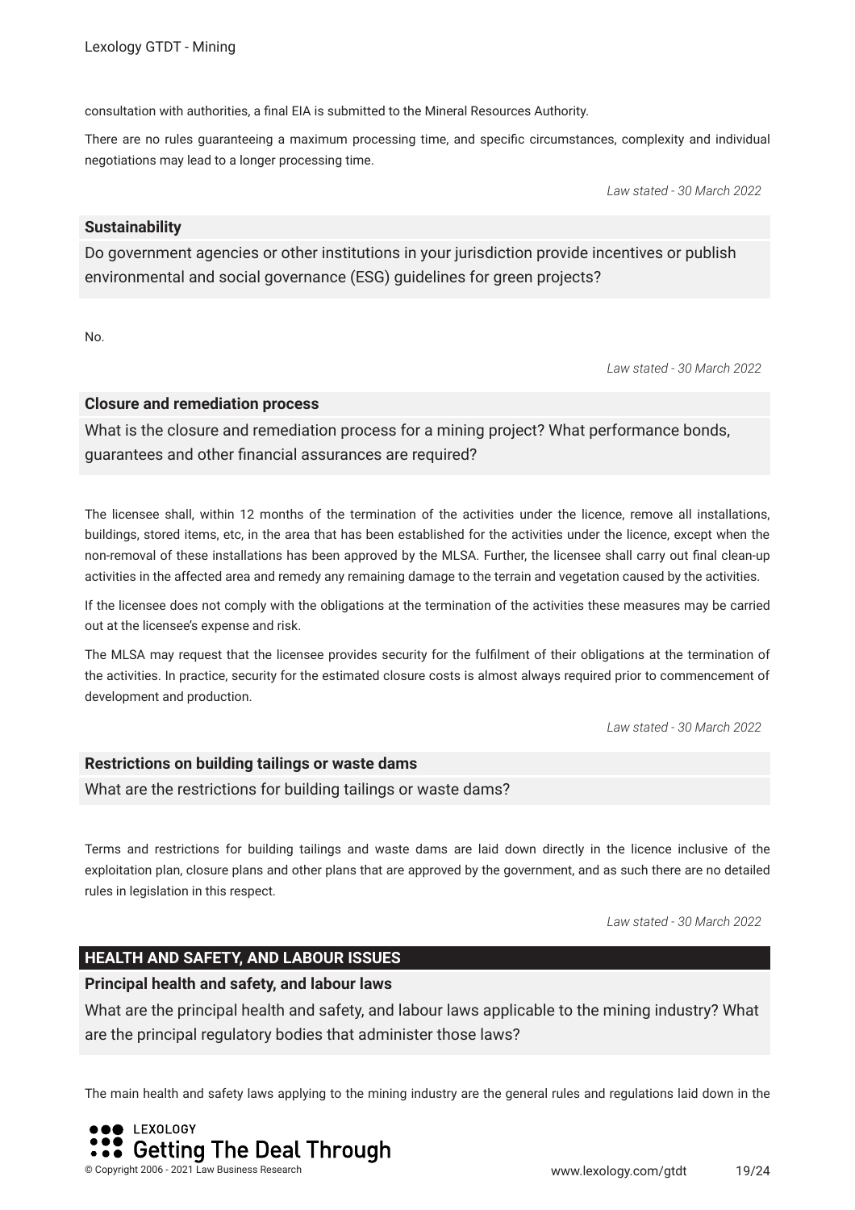consultation with authorities, a final EIA is submitted to the Mineral Resources Authority.

There are no rules guaranteeing a maximum processing time, and specific circumstances, complexity and individual negotiations may lead to a longer processing time.

*Law stated - 30 March 2022*

### Sustainability

Do government agencies or other institutions in your jurisdiction provide incentives or publish environmental and social governance (ESG) guidelines for green projects?

No.

*Law stated - 30 March 2022*

### Closure and remediation process

What is the closure and remediation process for a mining project? What performance bonds, guarantees and other financial assurances are required?

The licensee shall, within 12 months of the termination of the activities under the licence, remove all installations, buildings, stored items, etc, in the area that has been established for the activities under the licence, except when the non-removal of these installations has been approved by the MLSA. Further, the licensee shall carry out final clean-up activities in the affected area and remedy any remaining damage to the terrain and vegetation caused by the activities.

If the licensee does not comply with the obligations at the termination of the activities these measures may be carried out at the licensee's expense and risk.

The MLSA may request that the licensee provides security for the fulfilment of their obligations at the termination of the activities. In practice, security for the estimated closure costs is almost always required prior to commencement of development and production.

*Law stated - 30 March 2022*

### Restrictions on building tailings or waste dams

What are the restrictions for building tailings or waste dams?

Terms and restrictions for building tailings and waste dams are laid down directly in the licence inclusive of the exploitation plan, closure plans and other plans that are approved by the government, and as such there are no detailed rules in legislation in this respect.

*Law stated - 30 March 2022*

## HEALTH AND SAFETY, AND LABOUR ISSUES

### Principal health and safety, and labour laws

What are the principal health and safety, and labour laws applicable to the mining industry? What are the principal regulatory bodies that administer those laws?

The main health and safety laws applying to the mining industry are the general rules and regulations laid down in the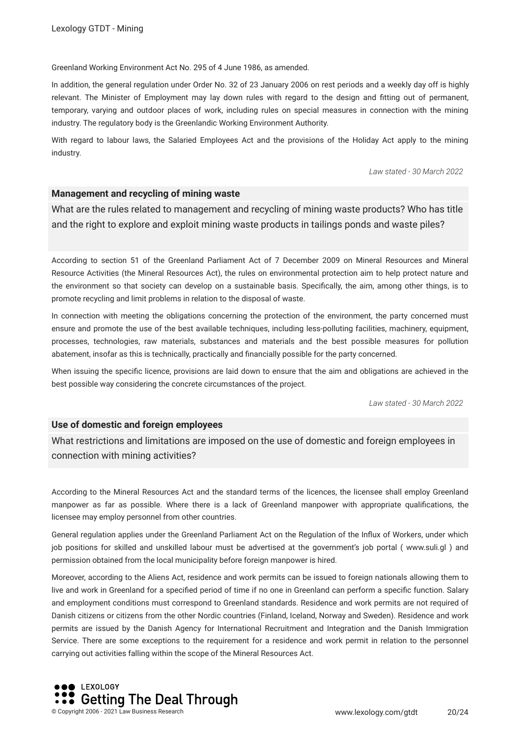Greenland Working Environment Act No. 295 of 4 June 1986, as amended.

In addition, the general regulation under Order No. 32 of 23 January 2006 on rest periods and a weekly day off is highly relevant. The Minister of Employment may lay down rules with regard to the design and fitting out of permanent, temporary, varying and outdoor places of work, including rules on special measures in connection with the mining industry. The regulatory body is the Greenlandic Working Environment Authority.

With regard to labour laws, the Salaried Employees Act and the provisions of the Holiday Act apply to the mining industry.

*Law stated - 30 March 2022*

## Management and recycling of mining waste

What are the rules related to management and recycling of mining waste products? Who has title and the right to explore and exploit mining waste products in tailings ponds and waste piles?

According to section 51 of the Greenland Parliament Act of 7 December 2009 on Mineral Resources and Mineral Resource Activities (the Mineral Resources Act), the rules on environmental protection aim to help protect nature and the environment so that society can develop on a sustainable basis. Specifically, the aim, among other things, is to promote recycling and limit problems in relation to the disposal of waste.

In connection with meeting the obligations concerning the protection of the environment, the party concerned must ensure and promote the use of the best available techniques, including less-polluting facilities, machinery, equipment, processes, technologies, raw materials, substances and materials and the best possible measures for pollution abatement, insofar as this is technically, practically and financially possible for the party concerned.

When issuing the specific licence, provisions are laid down to ensure that the aim and obligations are achieved in the best possible way considering the concrete circumstances of the project.

*Law stated - 30 March 2022*

## Use of domestic and foreign employees

What restrictions and limitations are imposed on the use of domestic and foreign employees in connection with mining activities?

According to the Mineral Resources Act and the standard terms of the licences, the licensee shall employ Greenland manpower as far as possible. Where there is a lack of Greenland manpower with appropriate qualifications, the licensee may employ personnel from other countries.

General regulation applies under the Greenland Parliament Act on the Regulation of the Influx of Workers, under which job positions for skilled and unskilled labour must be advertised at the government's job portal ( www.suli.gl ) and permission obtained from the local municipality before foreign manpower is hired.

Moreover, according to the Aliens Act, residence and work permits can be issued to foreign nationals allowing them to live and work in Greenland for a specified period of time if no one in Greenland can perform a specific function. Salary and employment conditions must correspond to Greenland standards. Residence and work permits are not required of Danish citizens or citizens from the other Nordic countries (Finland, Iceland, Norway and Sweden). Residence and work permits are issued by the Danish Agency for International Recruitment and Integration and the Danish Immigration Service. There are some exceptions to the requirement for a residence and work permit in relation to the personnel carrying out activities falling within the scope of the Mineral Resources Act.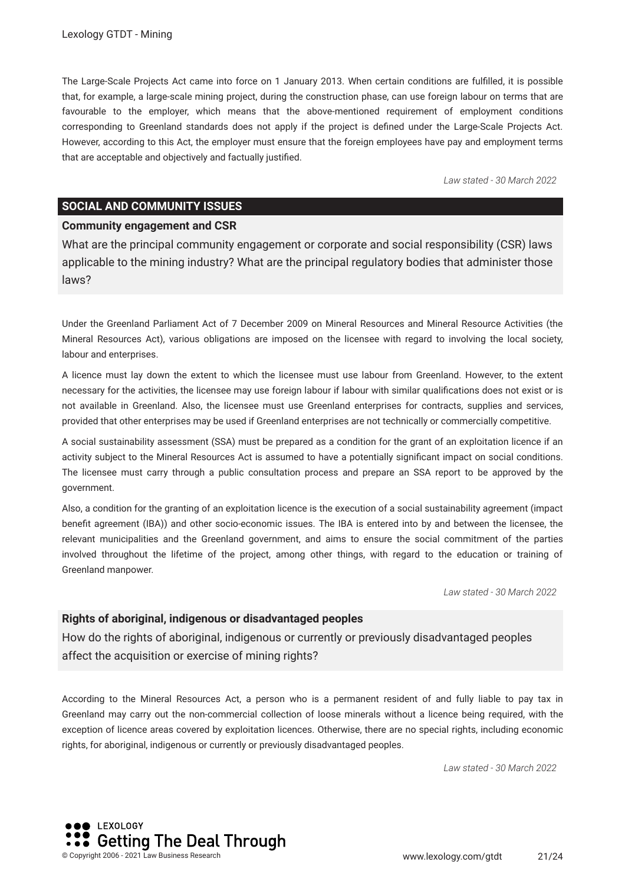The Large-Scale Projects Act came into force on 1 January 2013. When certain conditions are fulfilled, it is possible that, for example, a large-scale mining project, during the construction phase, can use foreign labour on terms that are favourable to the employer, which means that the above-mentioned requirement of employment conditions corresponding to Greenland standards does not apply if the project is defined under the Large-Scale Projects Act. However, according to this Act, the employer must ensure that the foreign employees have pay and employment terms that are acceptable and objectively and factually justified.

*Law stated - 30 March 2022*

## SOCIAL AND COMMUNITY ISSUES

### Community engagement and CSR

What are the principal community engagement or corporate and social responsibility (CSR) laws applicable to the mining industry? What are the principal regulatory bodies that administer those laws?

Under the Greenland Parliament Act of 7 December 2009 on Mineral Resources and Mineral Resource Activities (the Mineral Resources Act), various obligations are imposed on the licensee with regard to involving the local society, labour and enterprises.

A licence must lay down the extent to which the licensee must use labour from Greenland. However, to the extent necessary for the activities, the licensee may use foreign labour if labour with similar qualifications does not exist or is not available in Greenland. Also, the licensee must use Greenland enterprises for contracts, supplies and services, provided that other enterprises may be used if Greenland enterprises are not technically or commercially competitive.

A social sustainability assessment (SSA) must be prepared as a condition for the grant of an exploitation licence if an activity subject to the Mineral Resources Act is assumed to have a potentially significant impact on social conditions. The licensee must carry through a public consultation process and prepare an SSA report to be approved by the government.

Also, a condition for the granting of an exploitation licence is the execution of a social sustainability agreement (impact benefit agreement (IBA)) and other socio-economic issues. The IBA is entered into by and between the licensee, the relevant municipalities and the Greenland government, and aims to ensure the social commitment of the parties involved throughout the lifetime of the project, among other things, with regard to the education or training of Greenland manpower.

*Law stated - 30 March 2022*

### Rights of aboriginal, indigenous or disadvantaged peoples

How do the rights of aboriginal, indigenous or currently or previously disadvantaged peoples affect the acquisition or exercise of mining rights?

According to the Mineral Resources Act, a person who is a permanent resident of and fully liable to pay tax in Greenland may carry out the non-commercial collection of loose minerals without a licence being required, with the exception of licence areas covered by exploitation licences. Otherwise, there are no special rights, including economic rights, for aboriginal, indigenous or currently or previously disadvantaged peoples.

*Law stated - 30 March 2022*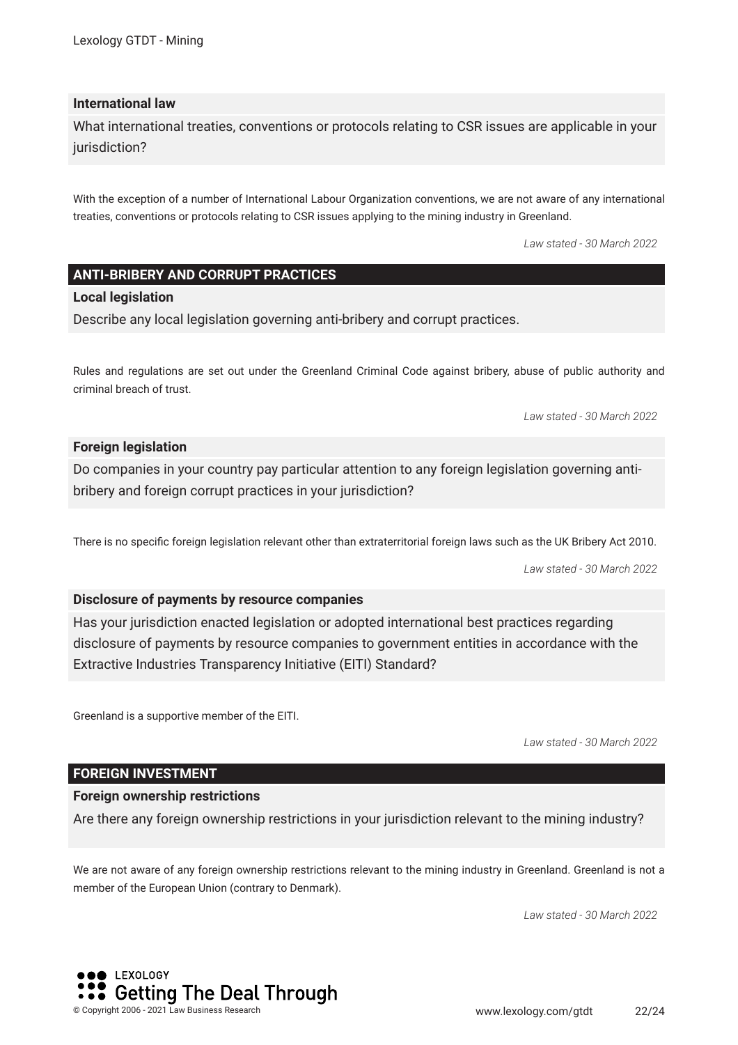### International law

What international treaties, conventions or protocols relating to CSR issues are applicable in your jurisdiction?

With the exception of a number of International Labour Organization conventions, we are not aware of any international treaties, conventions or protocols relating to CSR issues applying to the mining industry in Greenland.

*Law stated - 30 March 2022*

## ANTI-BRIBERY AND CORRUPT PRACTICES

### Local legislation

Describe any local legislation governing anti-bribery and corrupt practices.

Rules and regulations are set out under the Greenland Criminal Code against bribery, abuse of public authority and criminal breach of trust.

*Law stated - 30 March 2022*

### Foreign legislation

Do companies in your country pay particular attention to any foreign legislation governing anti-bribery and foreign corrupt practices in your jurisdiction?

There is no specific foreign legislation relevant other than extraterritorial foreign laws such as the UK Bribery Act 2010.

*Law stated - 30 March 2022*

### Disclosure of payments by resource companies

Has your jurisdiction enacted legislation or adopted international best practices regarding disclosure of payments by resource companies to government entities in accordance with the Extractive Industries Transparency Initiative (EITI) Standard?

Greenland is a supportive member of the EITI.

*Law stated - 30 March 2022*

## FOREIGN INVESTMENT

### Foreign ownership restrictions

Are there any foreign ownership restrictions in your jurisdiction relevant to the mining industry?

We are not aware of any foreign ownership restrictions relevant to the mining industry in Greenland. Greenland is not a member of the European Union (contrary to Denmark).

*Law stated - 30 March 2022*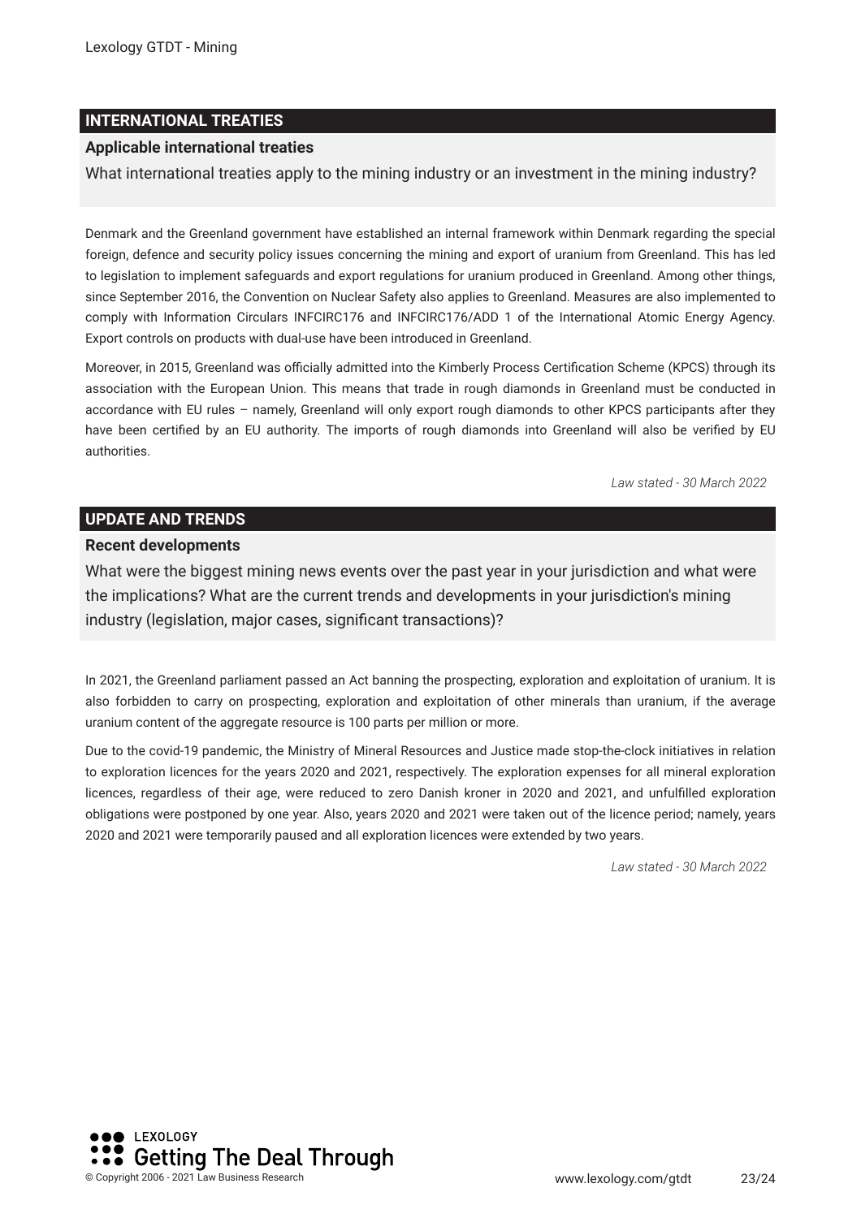## INTERNATIONAL TREATIES

### Applicable international treaties

What international treaties apply to the mining industry or an investment in the mining industry?

Denmark and the Greenland government have established an internal framework within Denmark regarding the special foreign, defence and security policy issues concerning the mining and export of uranium from Greenland. This has led to legislation to implement safeguards and export regulations for uranium produced in Greenland. Among other things, since September 2016, the Convention on Nuclear Safety also applies to Greenland. Measures are also implemented to comply with Information Circulars INFCIRC176 and INFCIRC176/ADD 1 of the International Atomic Energy Agency. Export controls on products with dual-use have been introduced in Greenland.

Moreover, in 2015, Greenland was officially admitted into the Kimberly Process Certification Scheme (KPCS) through its association with the European Union. This means that trade in rough diamonds in Greenland must be conducted in accordance with EU rules – namely, Greenland will only export rough diamonds to other KPCS participants after they have been certified by an EU authority. The imports of rough diamonds into Greenland will also be verified by EU authorities.

*Law stated - 30 March 2022*

## UPDATE AND TRENDS

### Recent developments

What were the biggest mining news events over the past year in your jurisdiction and what were the implications? What are the current trends and developments in your jurisdiction's mining industry (legislation, major cases, significant transactions)?

In 2021, the Greenland parliament passed an Act banning the prospecting, exploration and exploitation of uranium. It is also forbidden to carry on prospecting, exploration and exploitation of other minerals than uranium, if the average uranium content of the aggregate resource is 100 parts per million or more.

Due to the covid-19 pandemic, the Ministry of Mineral Resources and Justice made stop-the-clock initiatives in relation to exploration licences for the years 2020 and 2021, respectively. The exploration expenses for all mineral exploration licences, regardless of their age, were reduced to zero Danish kroner in 2020 and 2021, and unfulfilled exploration obligations were postponed by one year. Also, years 2020 and 2021 were taken out of the licence period; namely, years 2020 and 2021 were temporarily paused and all exploration licences were extended by two years.

*Law stated - 30 March 2022*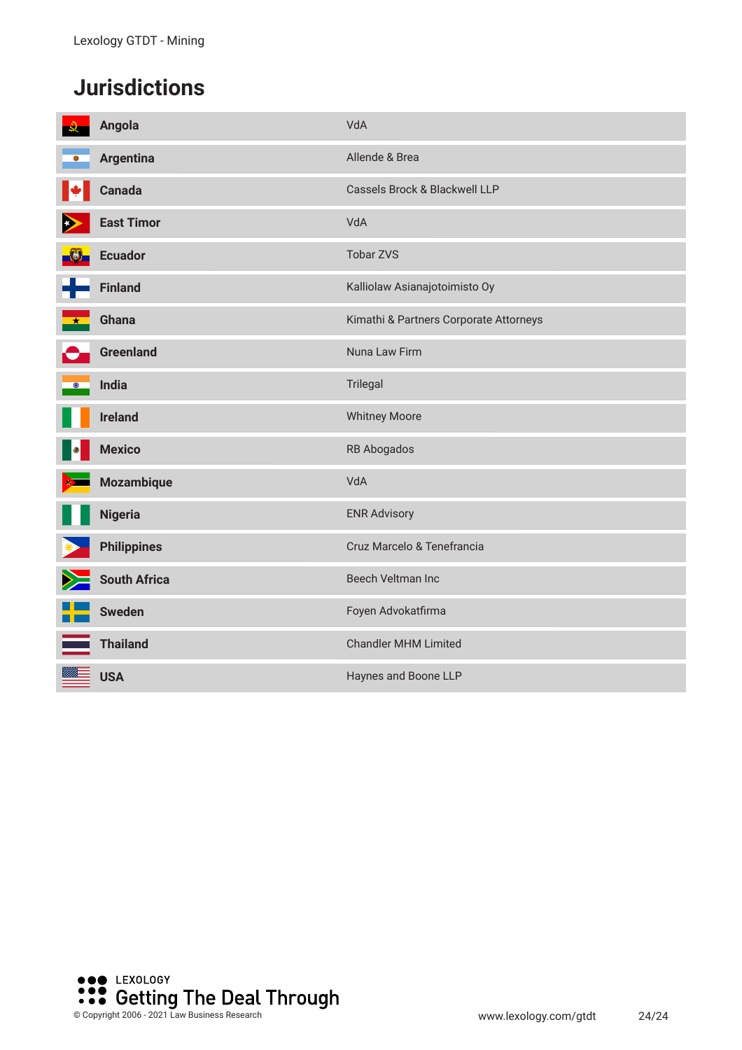# Jurisdictions

| | |
|---|---|
| **Angola** | VdA |
| **Argentina** | Allende & Brea |
| **Canada** | Cassels Brock & Blackwell LLP |
| **East Timor** | VdA |
| **Ecuador** | Tobar ZVS |
| **Finland** | Kalliolaw Asianajotoimisto Oy |
| **Ghana** | Kimathi & Partners Corporate Attorneys |
| **Greenland** | Nuna Law Firm |
| **India** | Trilegal |
| **Ireland** | Whitney Moore |
| **Mexico** | RB Abogados |
| **Mozambique** | VdA |
| **Nigeria** | ENR Advisory |
| **Philippines** | Cruz Marcelo & Tenefrancia |
| **South Africa** | Beech Veltman Inc |
| **Sweden** | Foyen Advokatfirma |
| **Thailand** | Chandler MHM Limited |
| **USA** | Haynes and Boone LLP |

LEXOLOGY
Getting The Deal Through
© Copyright 2006 - 2021 Law Business Research

www.lexology.com/gtdt